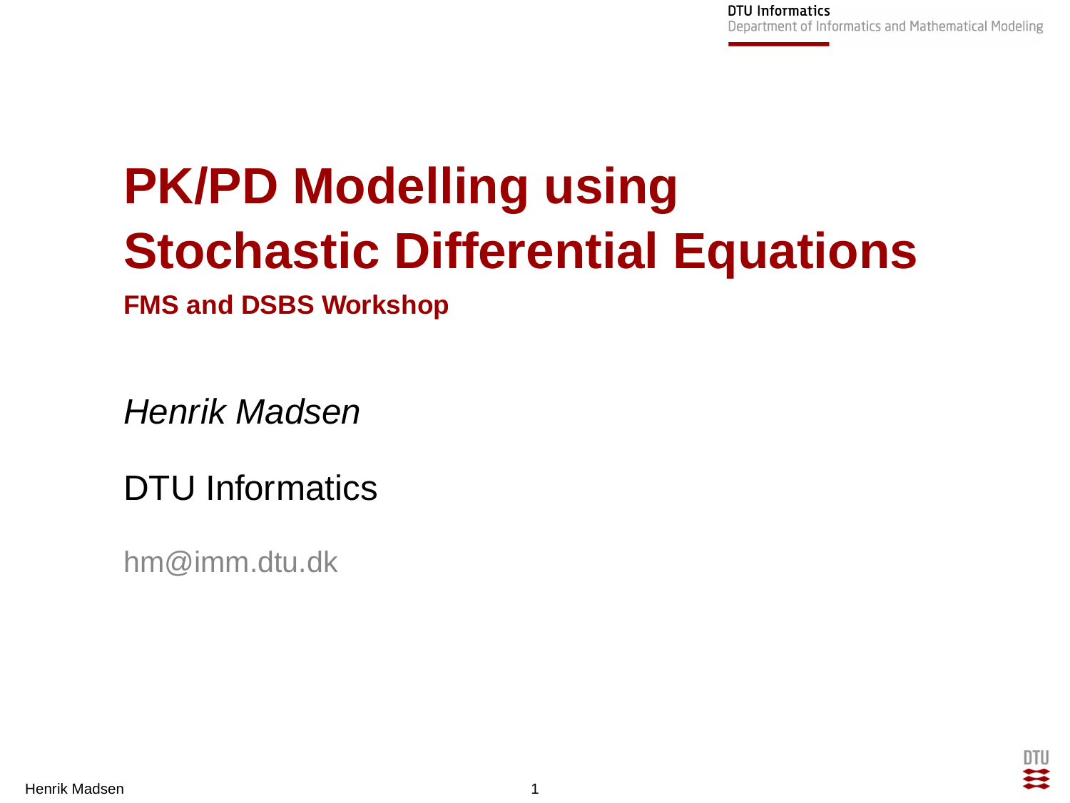# PK/PD Modelling using Stochastic Differential Equations

**FMS and DSBS Workshop**

*Henrik Madsen*

DTU Informatics

hm@imm.dtu.dk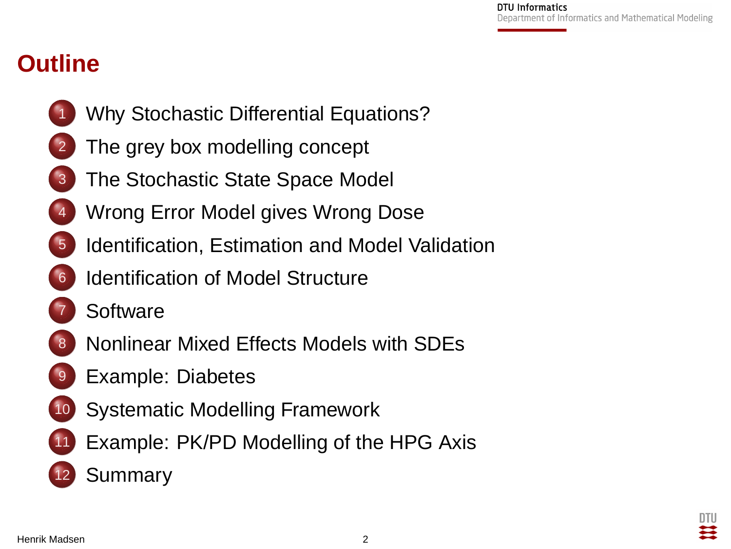# Outline

1. Why Stochastic Differential Equations?
2. The grey box modelling concept
3. The Stochastic State Space Model
4. Wrong Error Model gives Wrong Dose
5. Identification, Estimation and Model Validation
6. Identification of Model Structure
7. Software
8. Nonlinear Mixed Effects Models with SDEs
9. Example: Diabetes
10. Systematic Modelling Framework
11. Example: PK/PD Modelling of the HPG Axis
12. Summary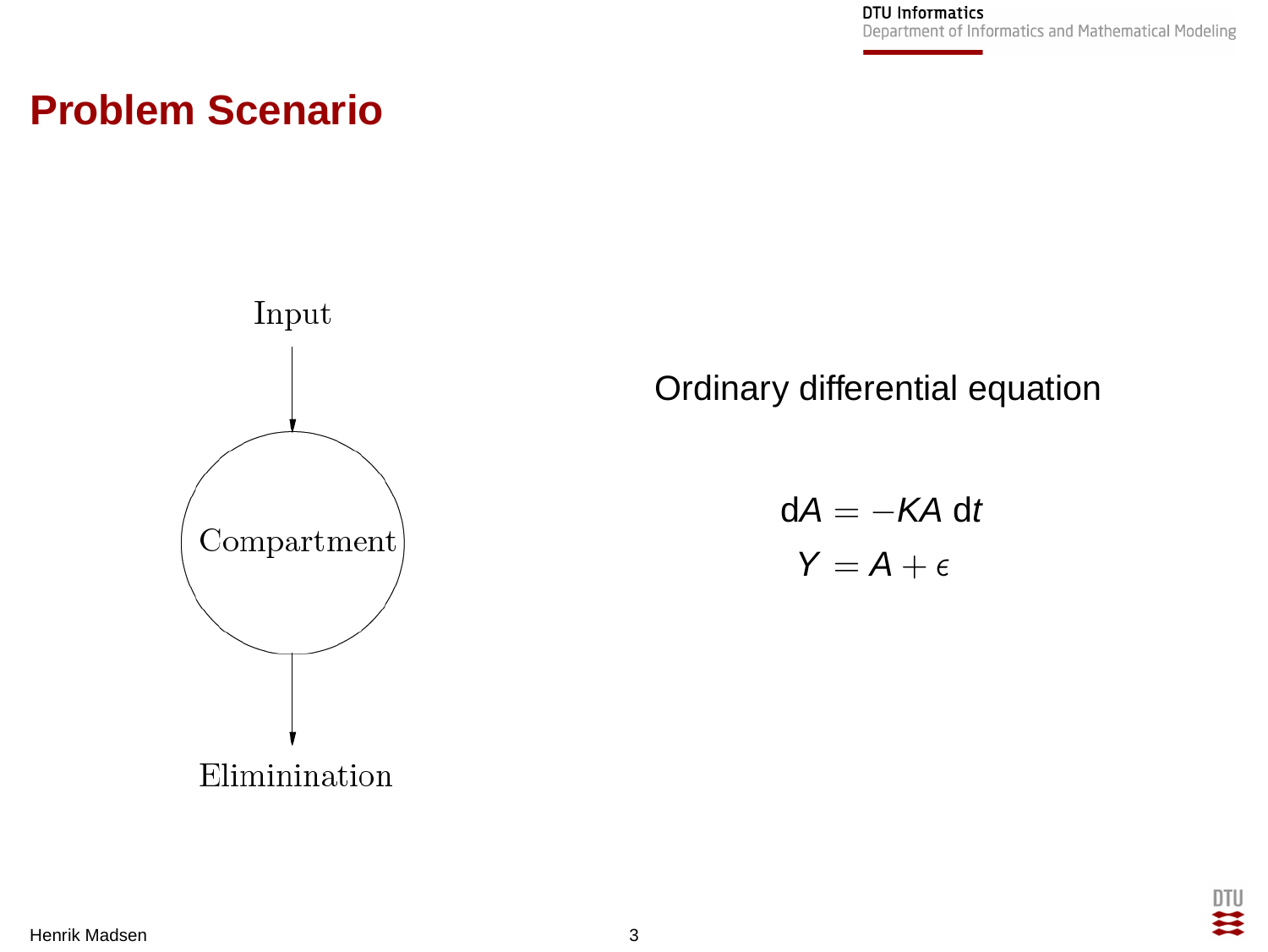# Problem Scenario

Input

Compartment

Eliminination

Ordinary differential equation

$$dA = -KA\,dt$$

$$Y = A + \epsilon$$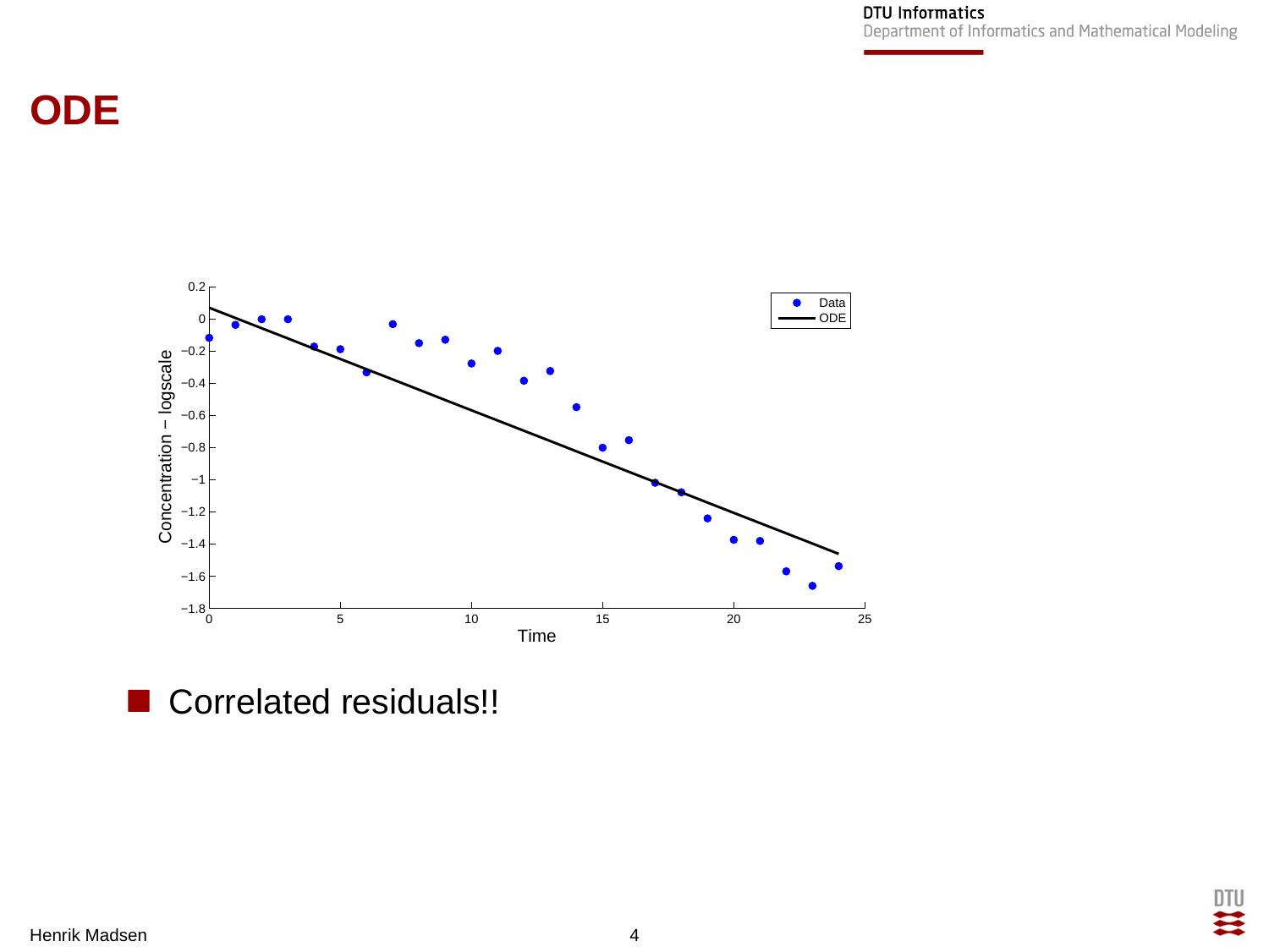# ODE

- Correlated residuals!!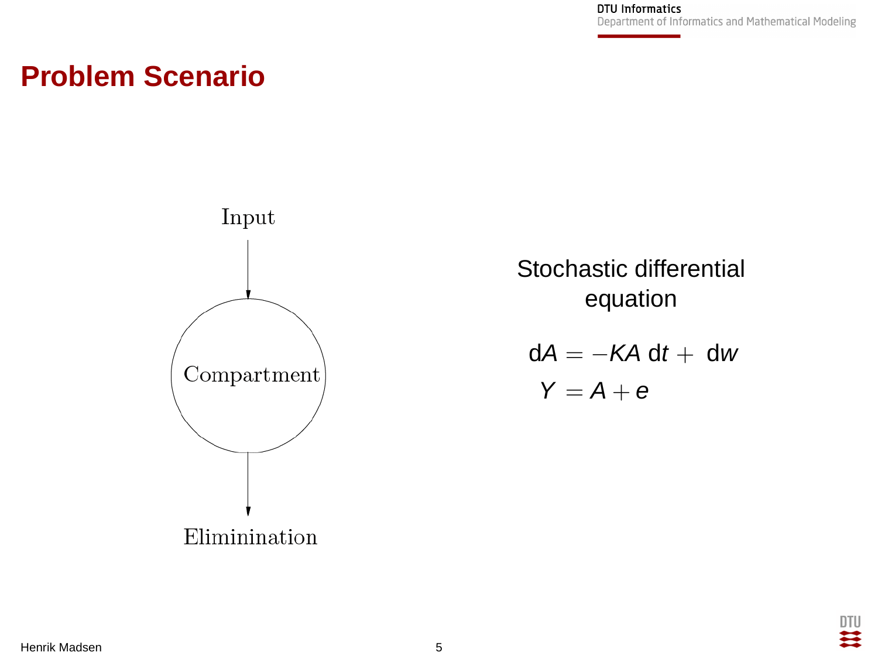# Problem Scenario

Input

Compartment

Eliminination

Stochastic differential equation

$$dA = -KA\,dt + dw$$
$$Y = A + e$$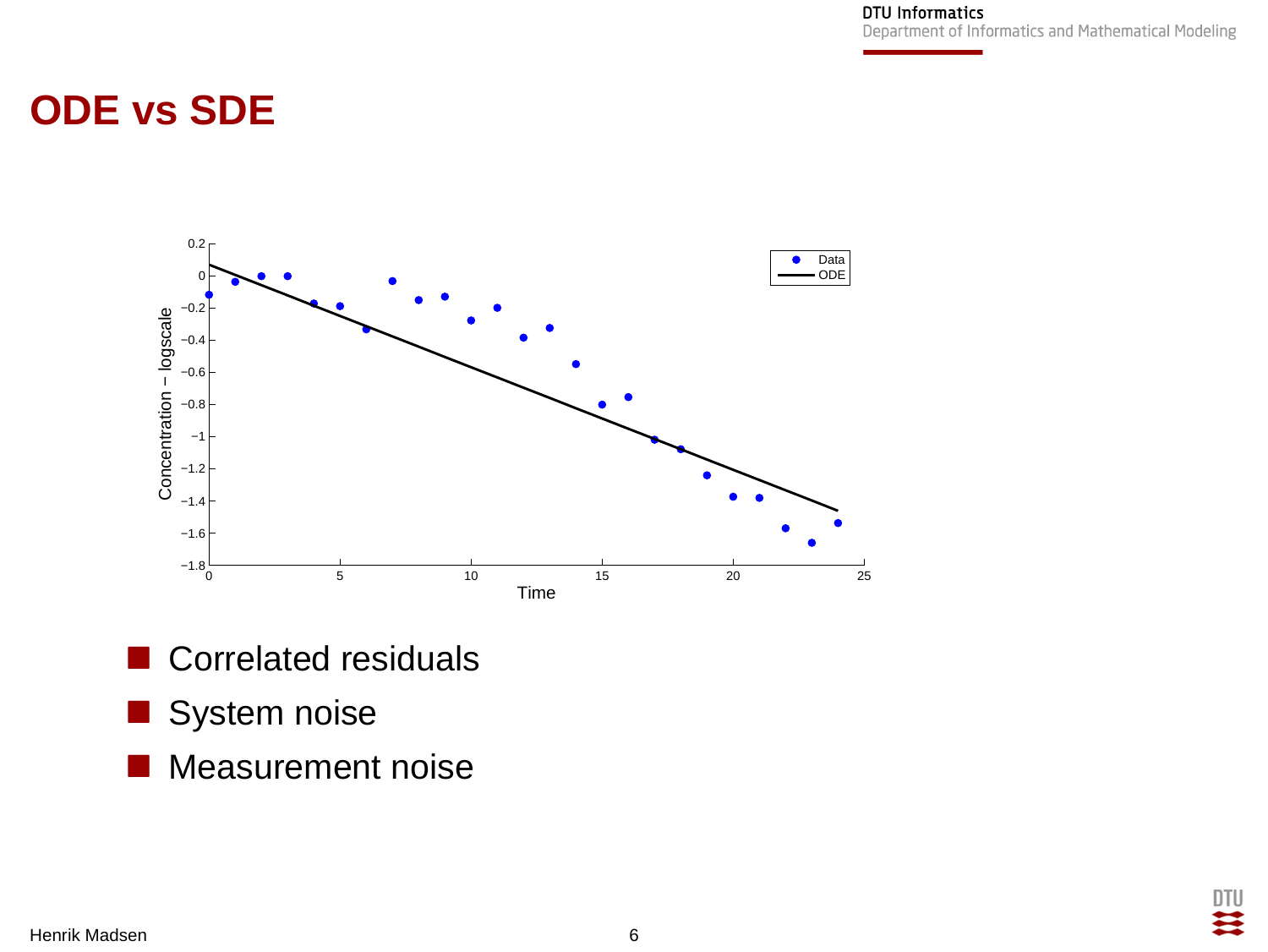# ODE vs SDE

- Correlated residuals
- System noise
- Measurement noise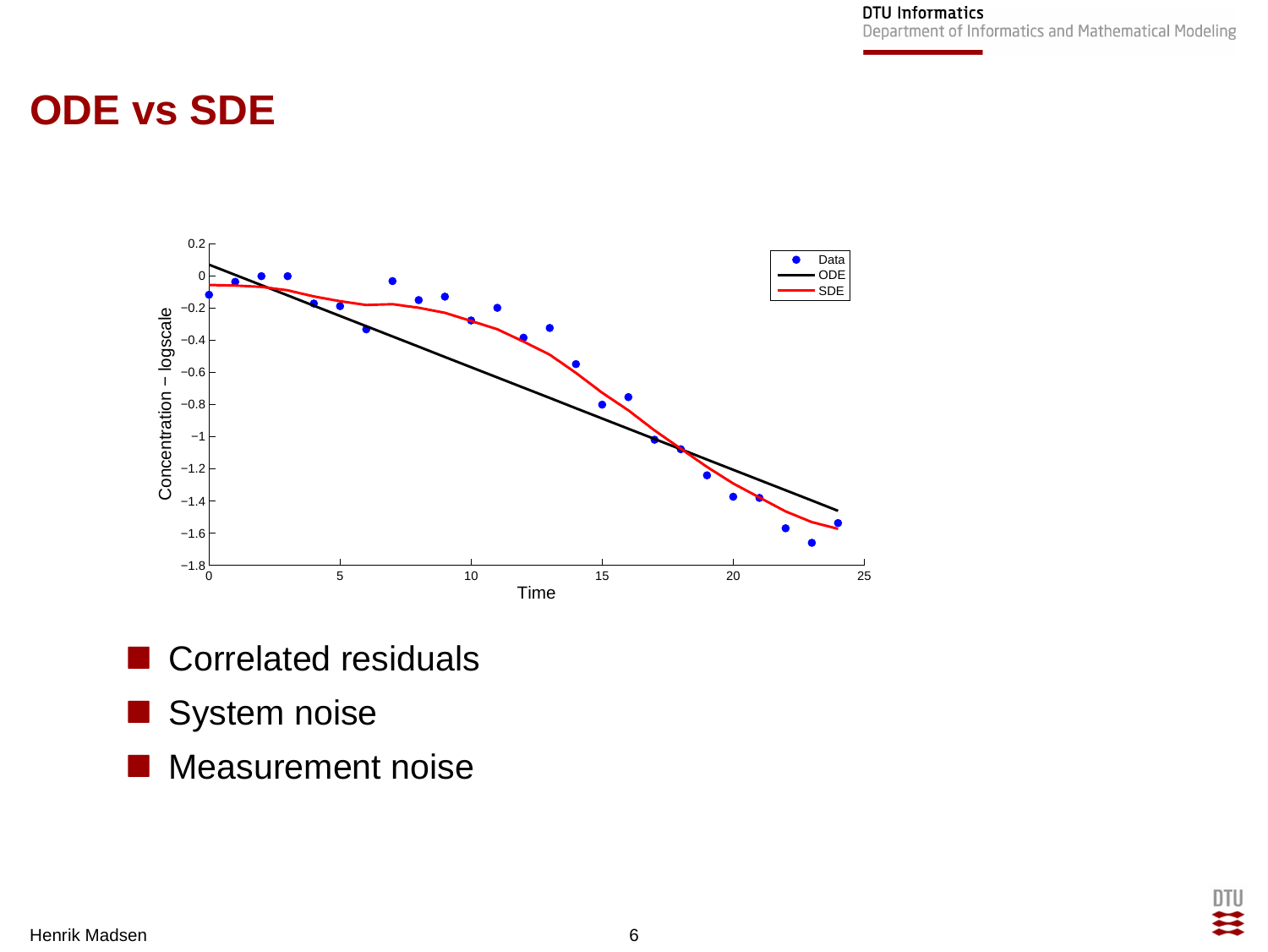# ODE vs SDE

- Correlated residuals
- System noise
- Measurement noise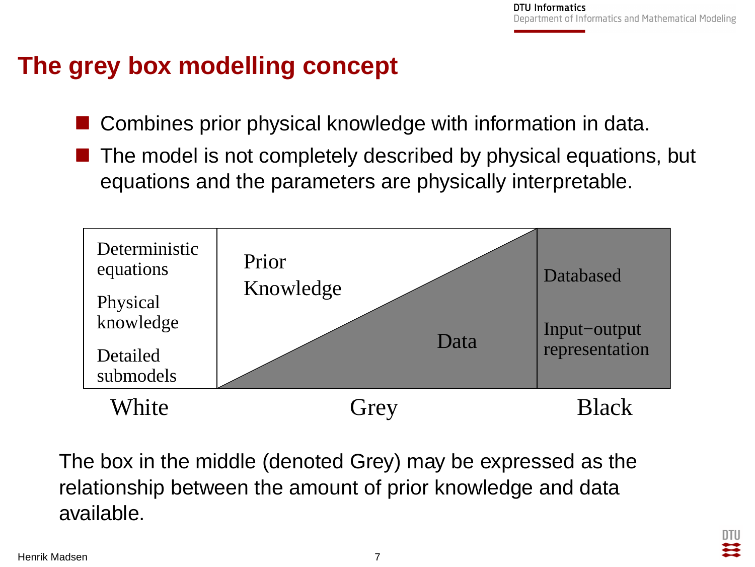# The grey box modelling concept

- Combines prior physical knowledge with information in data.
- The model is not completely described by physical equations, but equations and the parameters are physically interpretable.

| White | Grey | Black |
|---|---|---|
| Deterministic equations<br>Physical knowledge<br>Detailed submodels | Prior Knowledge / Data | Databased<br>Input−output representation |

The box in the middle (denoted Grey) may be expressed as the relationship between the amount of prior knowledge and data available.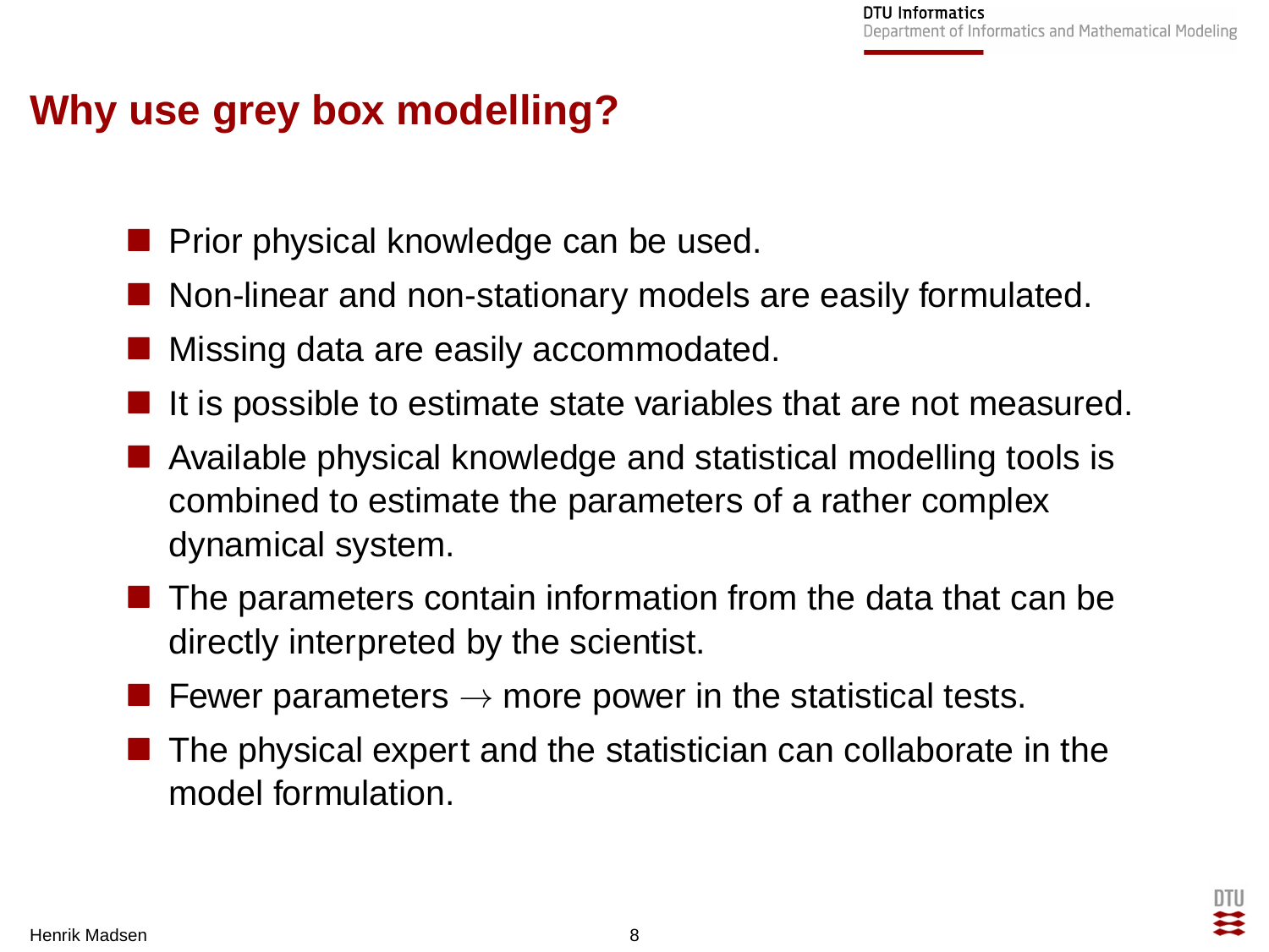# Why use grey box modelling?

- Prior physical knowledge can be used.
- Non-linear and non-stationary models are easily formulated.
- Missing data are easily accommodated.
- It is possible to estimate state variables that are not measured.
- Available physical knowledge and statistical modelling tools is combined to estimate the parameters of a rather complex dynamical system.
- The parameters contain information from the data that can be directly interpreted by the scientist.
- Fewer parameters $\rightarrow$ more power in the statistical tests.
- The physical expert and the statistician can collaborate in the model formulation.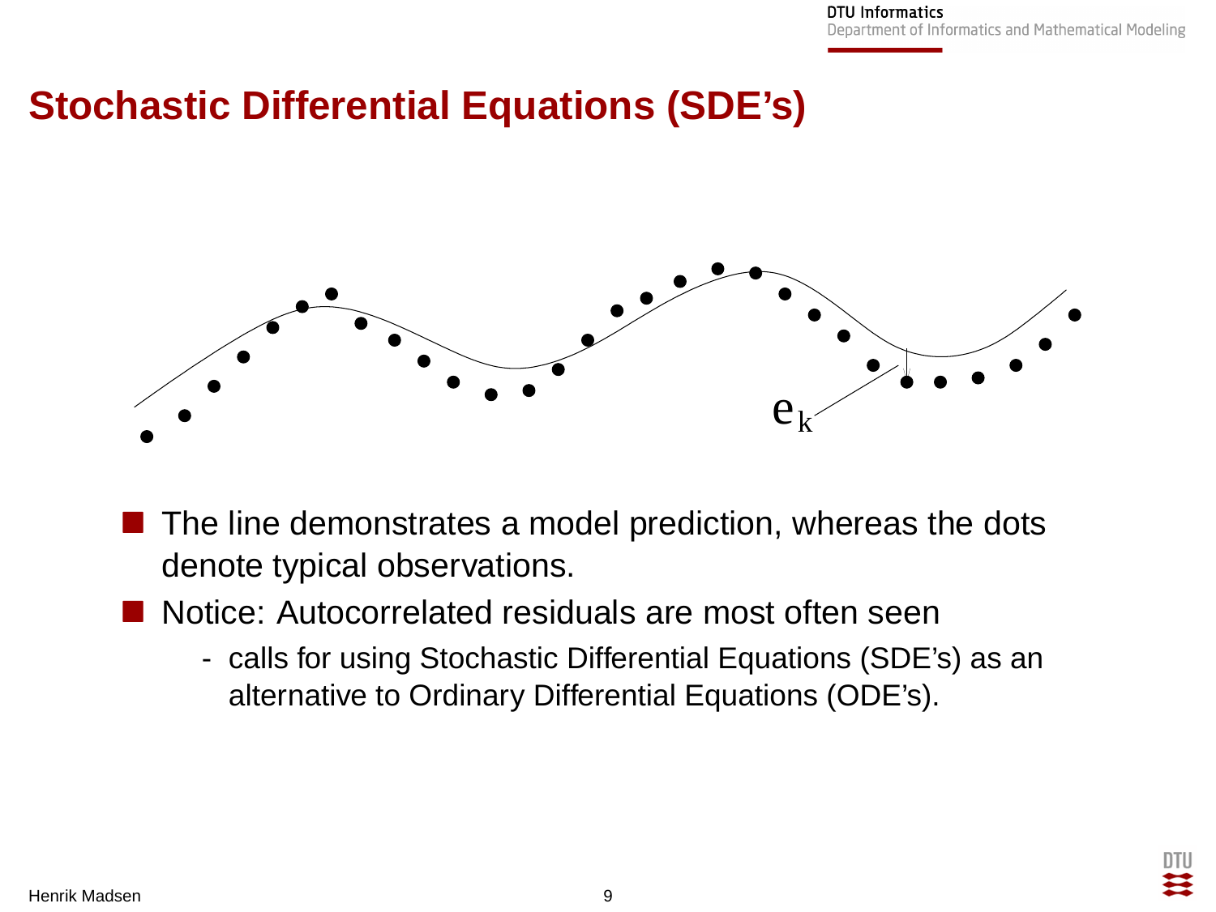# Stochastic Differential Equations (SDE's)

- The line demonstrates a model prediction, whereas the dots denote typical observations.
- Notice: Autocorrelated residuals are most often seen
  - calls for using Stochastic Differential Equations (SDE's) as an alternative to Ordinary Differential Equations (ODE's).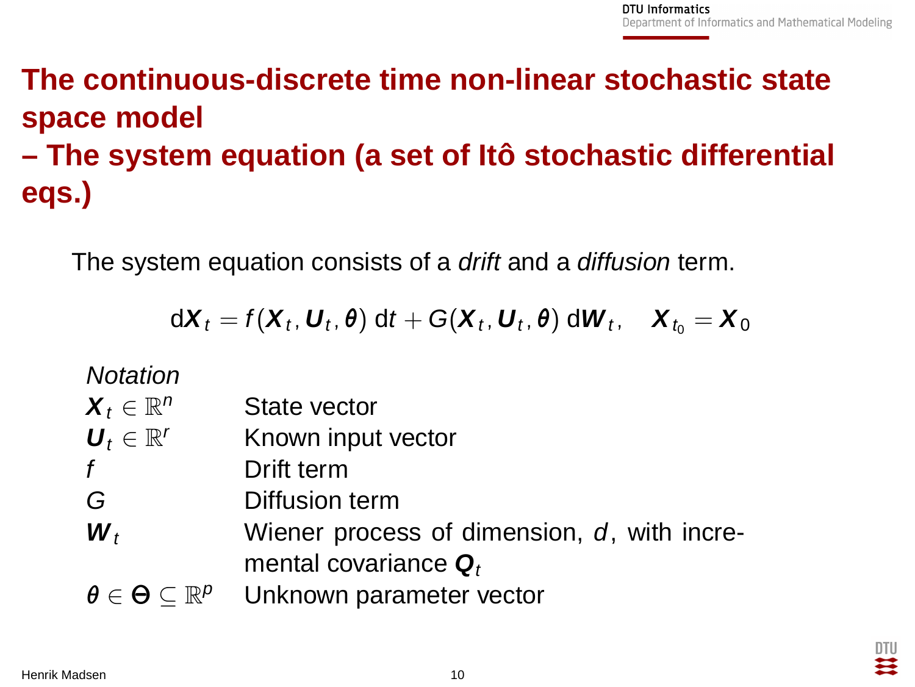# The continuous-discrete time non-linear stochastic state space model – The system equation (a set of Itô stochastic differential eqs.)

The system equation consists of a *drift* and a *diffusion* term.

$$\mathrm{d}\boldsymbol{X}_t = f(\boldsymbol{X}_t, \boldsymbol{U}_t, \boldsymbol{\theta})\,\mathrm{d}t + G(\boldsymbol{X}_t, \boldsymbol{U}_t, \boldsymbol{\theta})\,\mathrm{d}\boldsymbol{W}_t, \quad \boldsymbol{X}_{t_0} = \boldsymbol{X}_0$$

*Notation*

| | |
|---|---|
| $\boldsymbol{X}_t \in \mathbb{R}^n$ | State vector |
| $\boldsymbol{U}_t \in \mathbb{R}^r$ | Known input vector |
| $f$ | Drift term |
| $G$ | Diffusion term |
| $\boldsymbol{W}_t$ | Wiener process of dimension, $d$, with incremental covariance $\boldsymbol{Q}_t$ |
| $\boldsymbol{\theta} \in \boldsymbol{\Theta} \subseteq \mathbb{R}^p$ | Unknown parameter vector |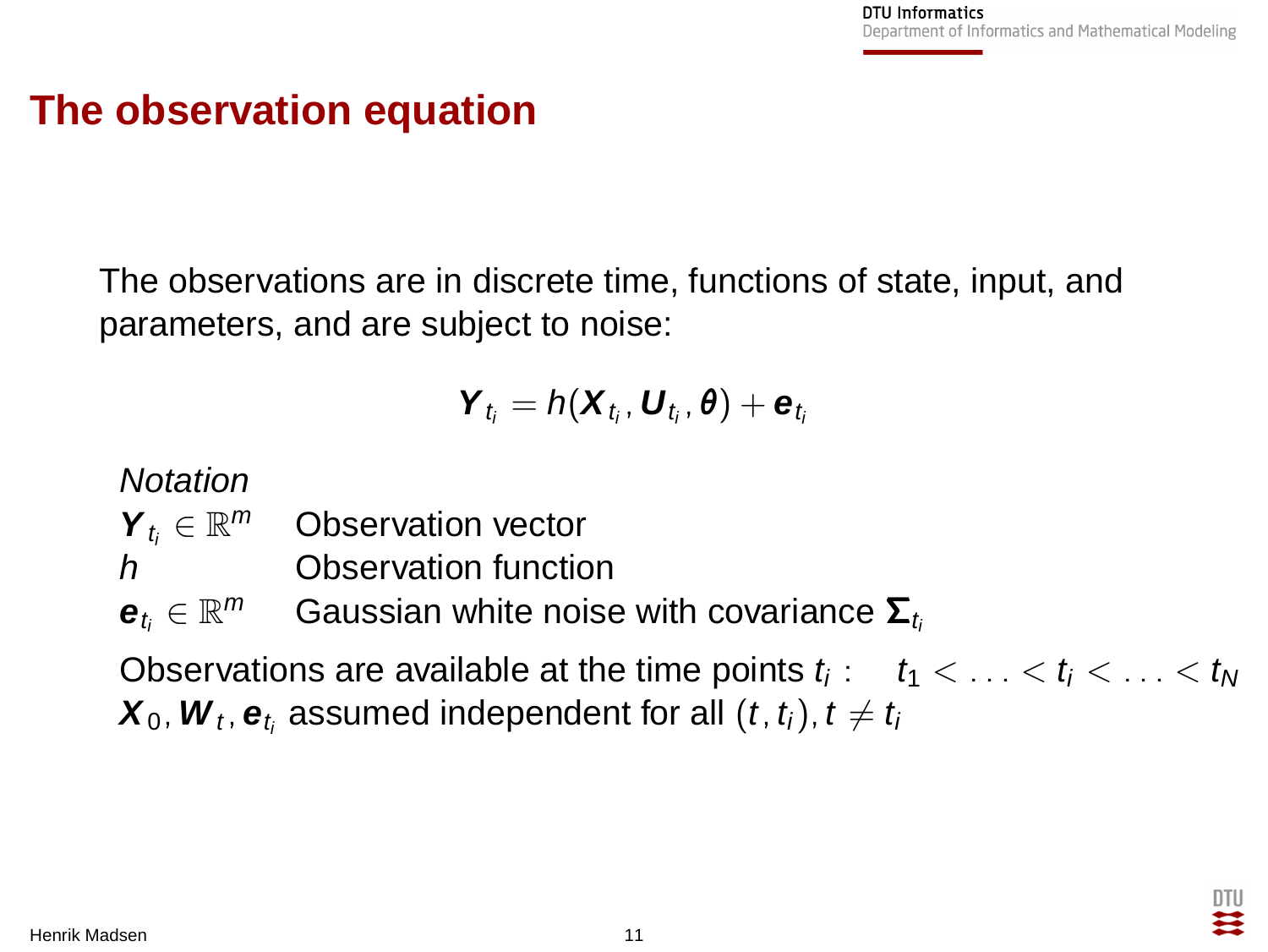# The observation equation

The observations are in discrete time, functions of state, input, and parameters, and are subject to noise:

$$\boldsymbol{Y}_{t_i} = h(\boldsymbol{X}_{t_i}, \boldsymbol{U}_{t_i}, \boldsymbol{\theta}) + \boldsymbol{e}_{t_i}$$

*Notation*

| | |
|---|---|
| $\boldsymbol{Y}_{t_i} \in \mathbb{R}^m$ | Observation vector |
| $h$ | Observation function |
| $\boldsymbol{e}_{t_i} \in \mathbb{R}^m$ | Gaussian white noise with covariance $\boldsymbol{\Sigma}_{t_i}$ |

Observations are available at the time points $t_i$ : $\quad t_1 < \ldots < t_i < \ldots < t_N$

$\boldsymbol{X}_0, \boldsymbol{W}_t, \boldsymbol{e}_{t_i}$ assumed independent for all $(t, t_i), t \neq t_i$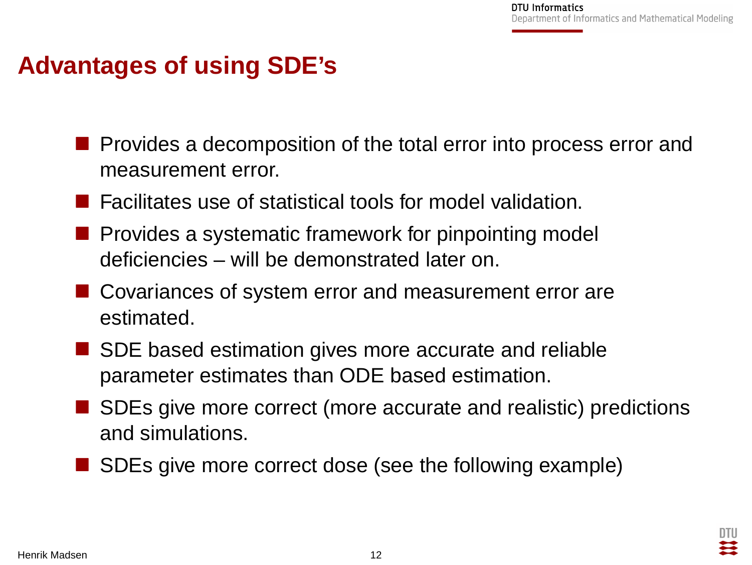# Advantages of using SDE's

- Provides a decomposition of the total error into process error and measurement error.
- Facilitates use of statistical tools for model validation.
- Provides a systematic framework for pinpointing model deficiencies – will be demonstrated later on.
- Covariances of system error and measurement error are estimated.
- SDE based estimation gives more accurate and reliable parameter estimates than ODE based estimation.
- SDEs give more correct (more accurate and realistic) predictions and simulations.
- SDEs give more correct dose (see the following example)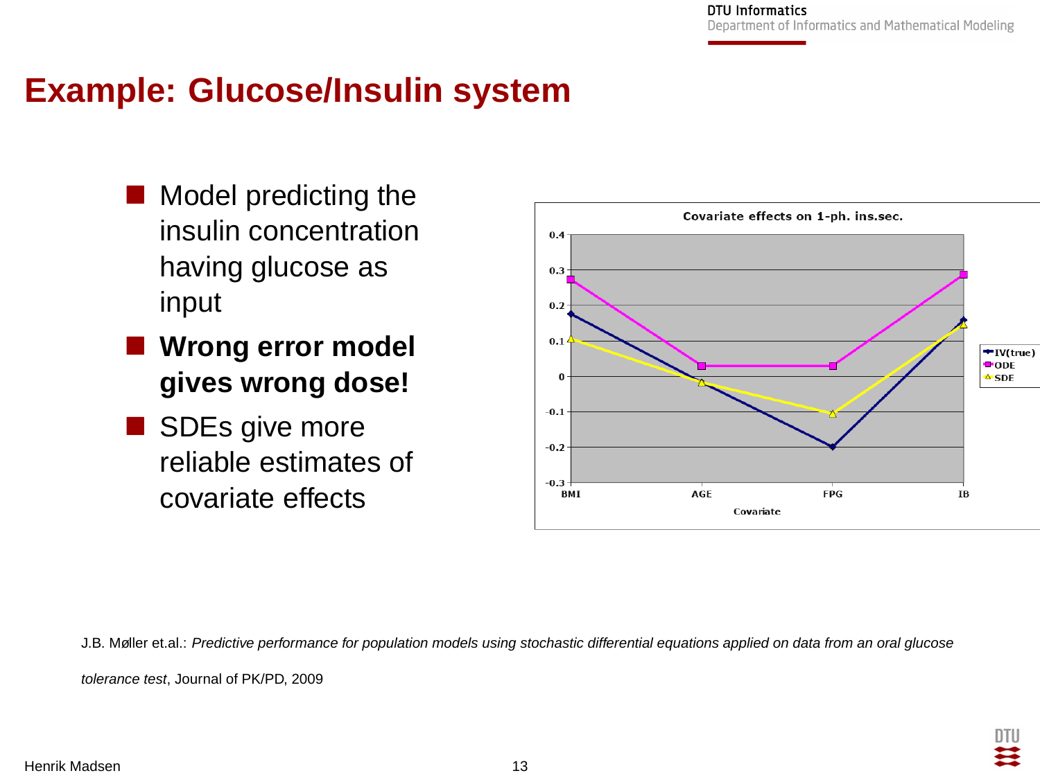# Example: Glucose/Insulin system

- Model predicting the insulin concentration having glucose as input
- **Wrong error model gives wrong dose!**
- SDEs give more reliable estimates of covariate effects

J.B. Møller et.al.: *Predictive performance for population models using stochastic differential equations applied on data from an oral glucose tolerance test*, Journal of PK/PD, 2009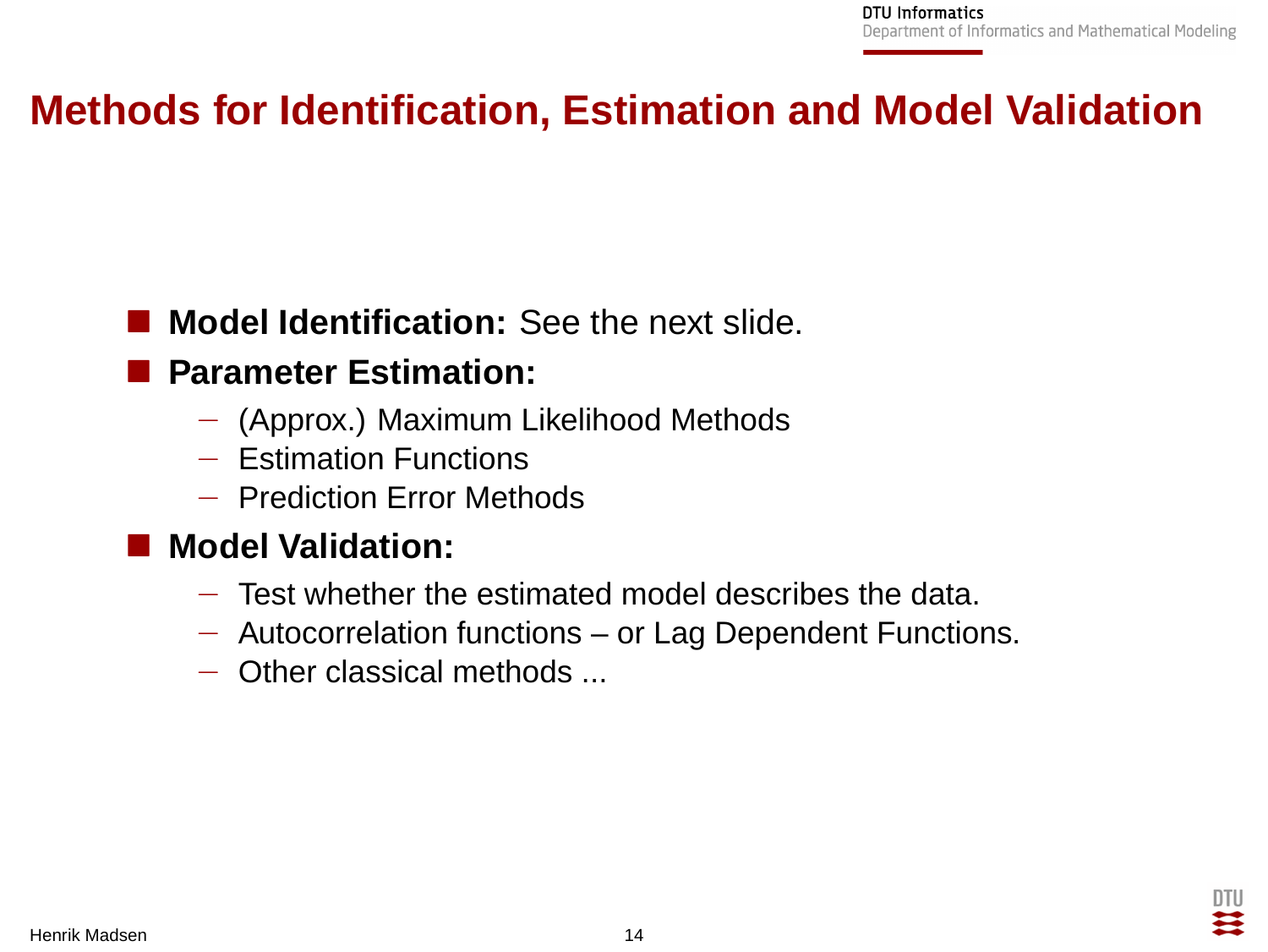# Methods for Identification, Estimation and Model Validation

- **Model Identification:** See the next slide.
- **Parameter Estimation:**
  - (Approx.) Maximum Likelihood Methods
  - Estimation Functions
  - Prediction Error Methods
- **Model Validation:**
  - Test whether the estimated model describes the data.
  - Autocorrelation functions – or Lag Dependent Functions.
  - Other classical methods ...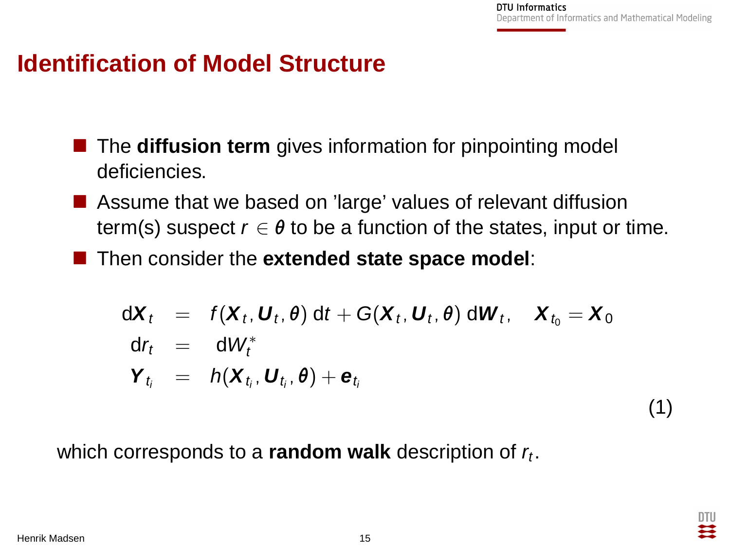# Identification of Model Structure

- The **diffusion term** gives information for pinpointing model deficiencies.
- Assume that we based on 'large' values of relevant diffusion term(s) suspect $r \in \boldsymbol{\theta}$ to be a function of the states, input or time.
- Then consider the **extended state space model**:

$$
\begin{aligned}
\mathrm{d}\boldsymbol{X}_t &= f(\boldsymbol{X}_t, \boldsymbol{U}_t, \theta)\, \mathrm{d}t + G(\boldsymbol{X}_t, \boldsymbol{U}_t, \theta)\, \mathrm{d}\boldsymbol{W}_t, \quad \boldsymbol{X}_{t_0} = \boldsymbol{X}_0 \\
\mathrm{d}r_t &= \mathrm{d}W_t^* \\
\boldsymbol{Y}_{t_i} &= h(\boldsymbol{X}_{t_i}, \boldsymbol{U}_{t_i}, \boldsymbol{\theta}) + \boldsymbol{e}_{t_i}
\end{aligned}
\tag{1}
$$

which corresponds to a **random walk** description of $r_t$.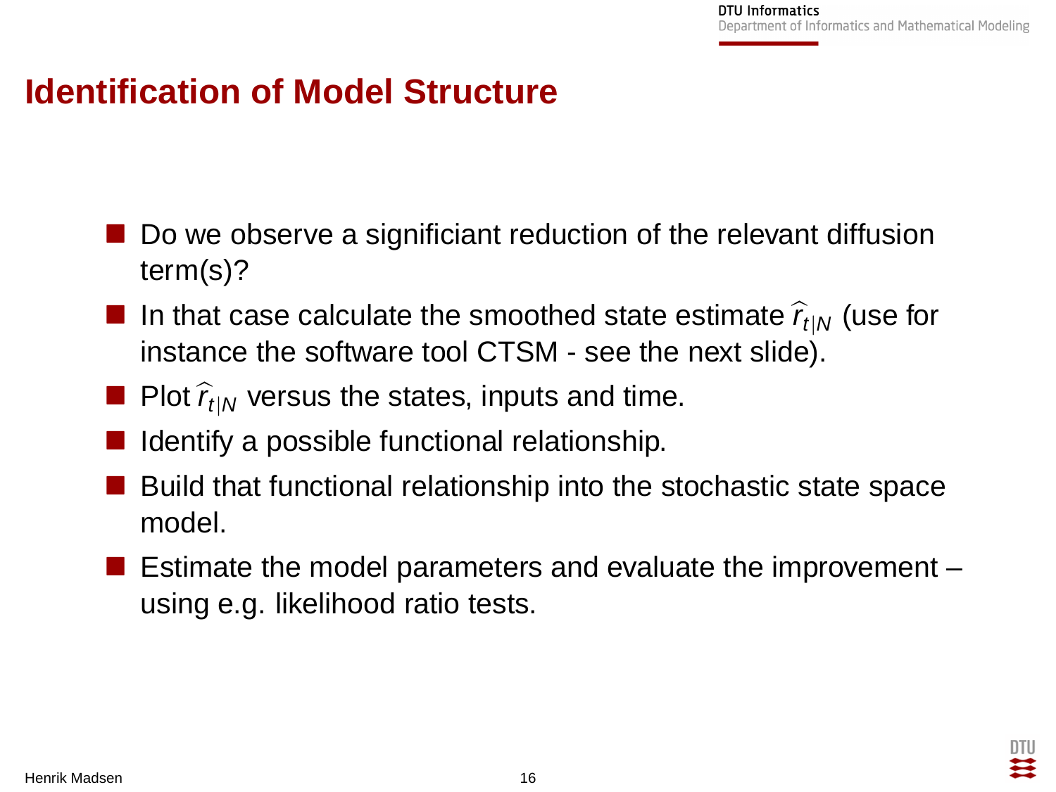# Identification of Model Structure

- Do we observe a significiant reduction of the relevant diffusion term(s)?
- In that case calculate the smoothed state estimate $\widehat{r}_{t|N}$ (use for instance the software tool CTSM - see the next slide).
- Plot $\widehat{r}_{t|N}$ versus the states, inputs and time.
- Identify a possible functional relationship.
- Build that functional relationship into the stochastic state space model.
- Estimate the model parameters and evaluate the improvement – using e.g. likelihood ratio tests.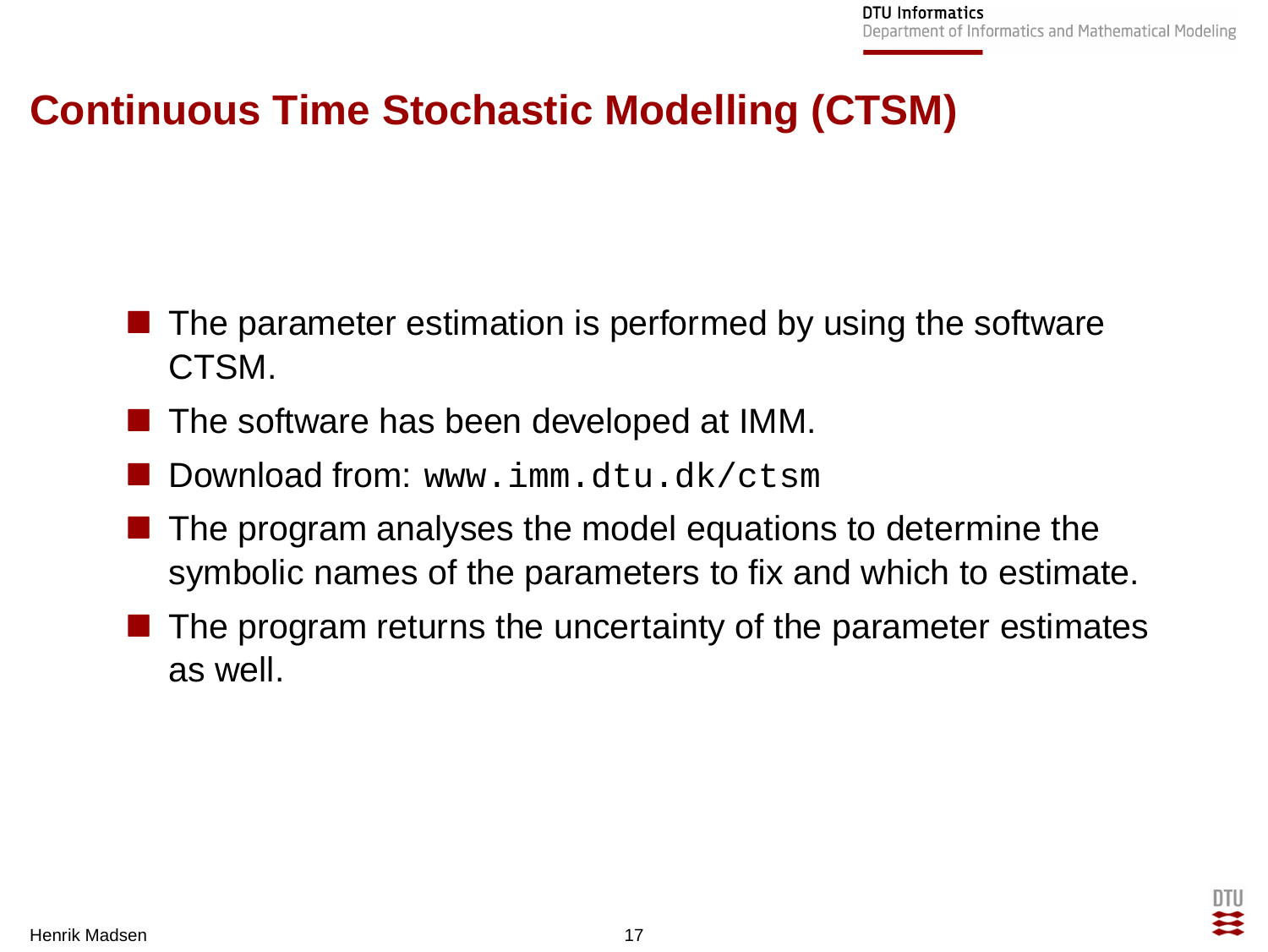# Continuous Time Stochastic Modelling (CTSM)

- The parameter estimation is performed by using the software CTSM.
- The software has been developed at IMM.
- Download from: `www.imm.dtu.dk/ctsm`
- The program analyses the model equations to determine the symbolic names of the parameters to fix and which to estimate.
- The program returns the uncertainty of the parameter estimates as well.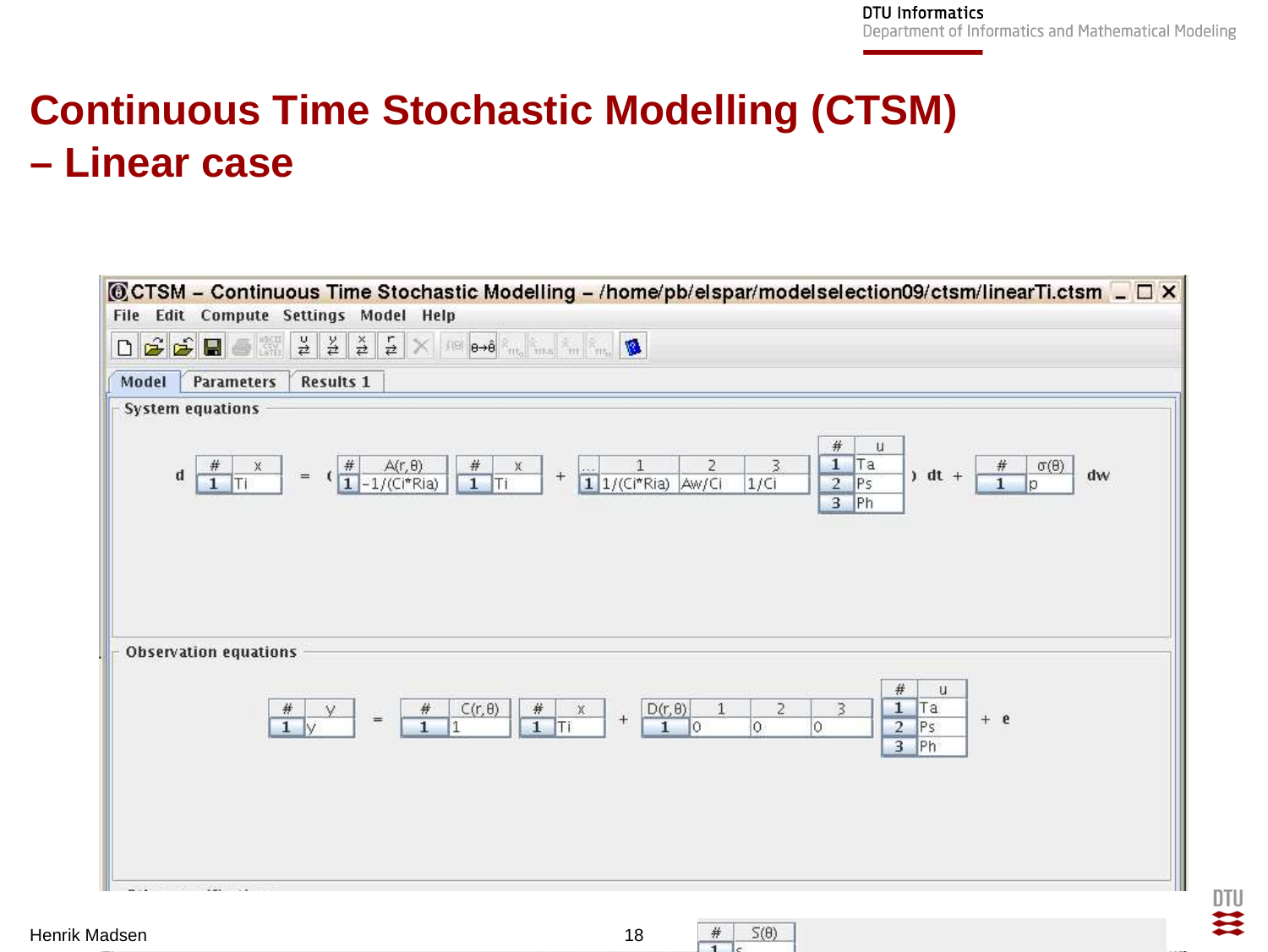# Continuous Time Stochastic Modelling (CTSM) – Linear case

CTSM – Continuous Time Stochastic Modelling – /home/pb/elspar/modelselection09/ctsm/linearTi.ctsm

File Edit Compute Settings Model Help

Model | Parameters | Results 1

**System equations**

$$d\,[T_i] = \left( [-1/(C_i R_{ia})]\,[T_i] + [1/(C_i R_{ia}) \quad A_w/C_i \quad 1/C_i] \begin{bmatrix} T_a \\ P_s \\ P_h \end{bmatrix} \right) dt + [p]\,dw$$

**Observation equations**

$$[y] = [1]\,[T_i] + [0 \quad 0 \quad 0] \begin{bmatrix} T_a \\ P_s \\ P_h \end{bmatrix} + e$$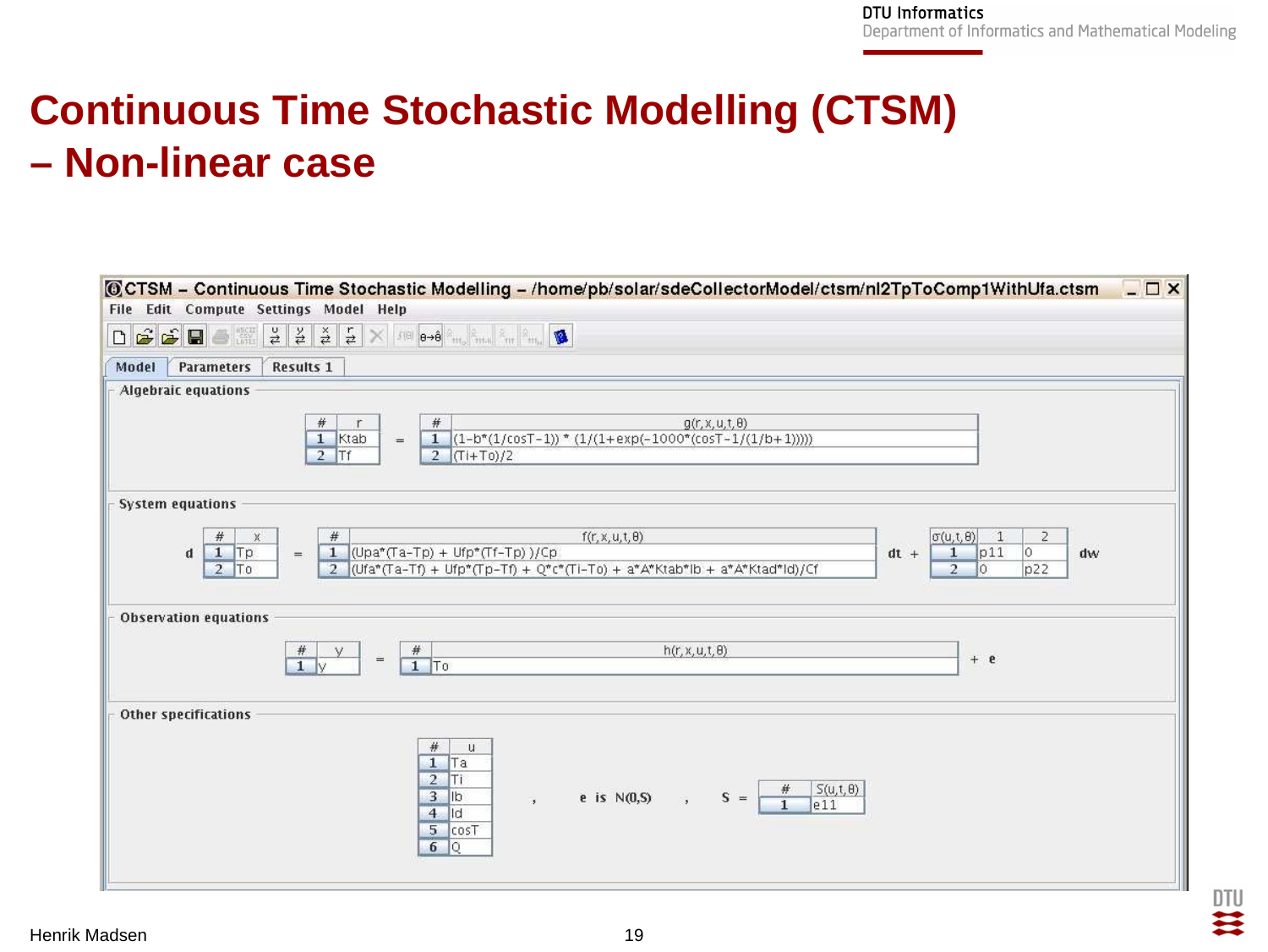# Continuous Time Stochastic Modelling (CTSM) – Non-linear case

CTSM – Continuous Time Stochastic Modelling – /home/pb/solar/sdeCollectorModel/ctsm/nl2TpToComp1WithUfa.ctsm

File Edit Compute Settings Model Help

Model | Parameters | Results 1

**Algebraic equations**

| # | r |
|---|---|
| 1 | Ktab |
| 2 | Tf |

=

| # | g(r,x,u,t,θ) |
|---|---|
| 1 | (1-b*(1/cosT-1)) * (1/(1+exp(-1000*(cosT-1/(1/b+1))))) |
| 2 | (Ti+To)/2 |

**System equations**

d

| # | x |
|---|---|
| 1 | Tp |
| 2 | To |

=

| # | f(r,x,u,t,θ) |
|---|---|
| 1 | (Upa*(Ta-Tp) + Ufp*(Tf-Tp) )/Cp |
| 2 | (Ufa*(Ta-Tf) + Ufp*(Tp-Tf) + Q*c*(Ti-To) + a*A*Ktab*Ib + a*A*Ktad*Id)/Cf |

dt +

| σ(u,t,θ) | 1 | 2 |
|---|---|---|
| 1 | p11 | 0 |
| 2 | 0 | p22 |

dw

**Observation equations**

| # | y |
|---|---|
| 1 | y |

=

| # | h(r,x,u,t,θ) |
|---|---|
| 1 | To |

\+ e

**Other specifications**

| # | u |
|---|---|
| 1 | Ta |
| 2 | Ti |
| 3 | Ib |
| 4 | Id |
| 5 | cosT |
| 6 | Q |

, e is N(0,S) , S =

| # | S(u,t,θ) |
|---|---|
| 1 | e11 |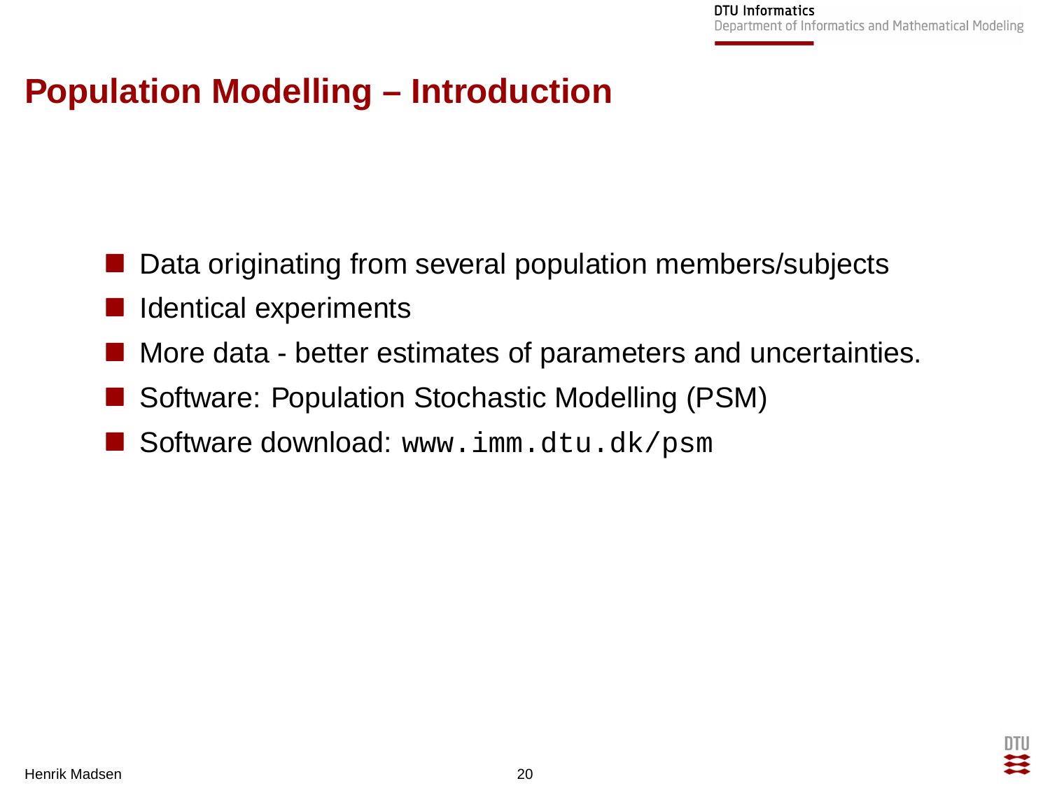# Population Modelling – Introduction

- Data originating from several population members/subjects
- Identical experiments
- More data - better estimates of parameters and uncertainties.
- Software: Population Stochastic Modelling (PSM)
- Software download: `www.imm.dtu.dk/psm`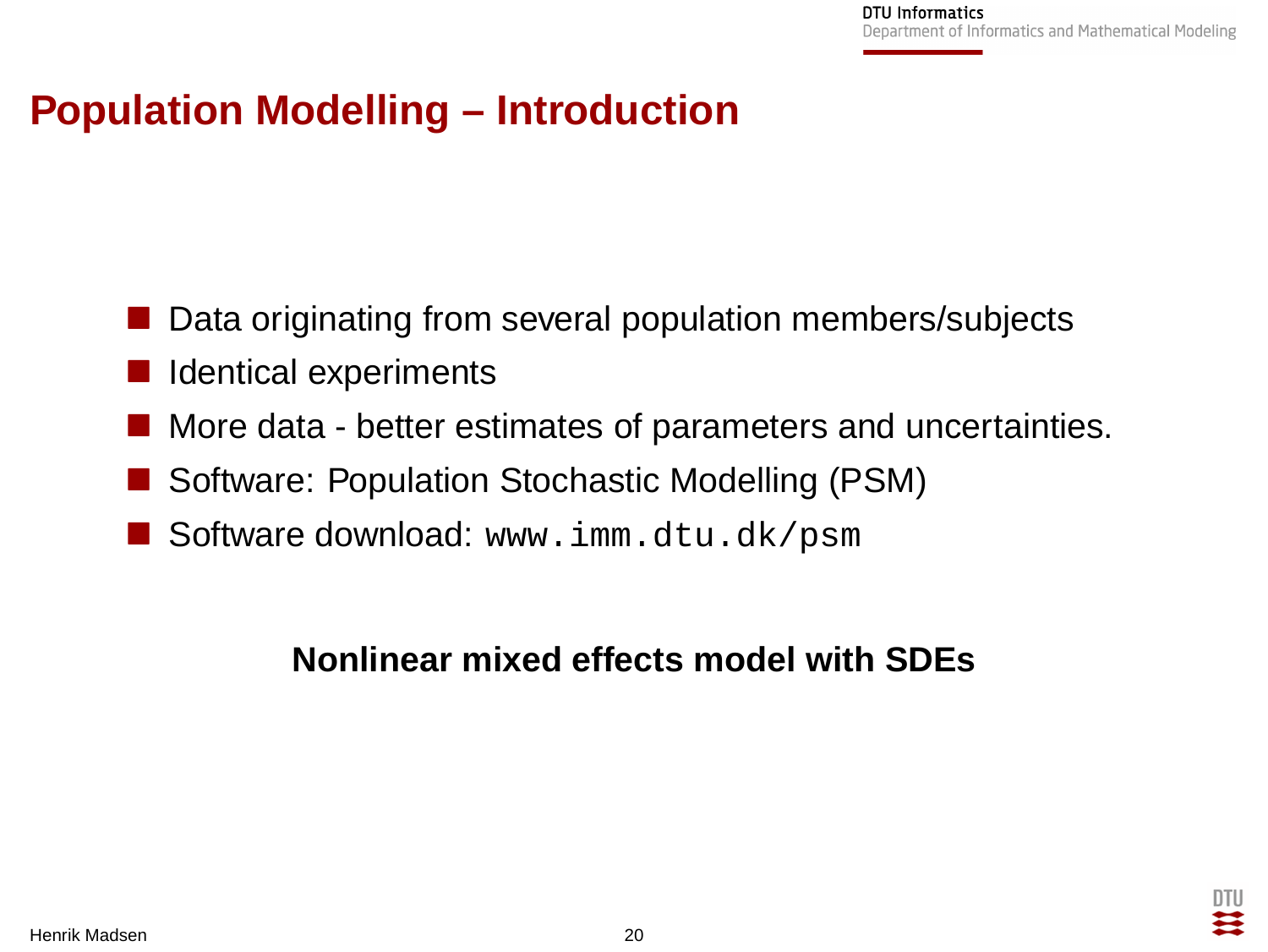# Population Modelling – Introduction

- Data originating from several population members/subjects
- Identical experiments
- More data - better estimates of parameters and uncertainties.
- Software: Population Stochastic Modelling (PSM)
- Software download: `www.imm.dtu.dk/psm`

**Nonlinear mixed effects model with SDEs**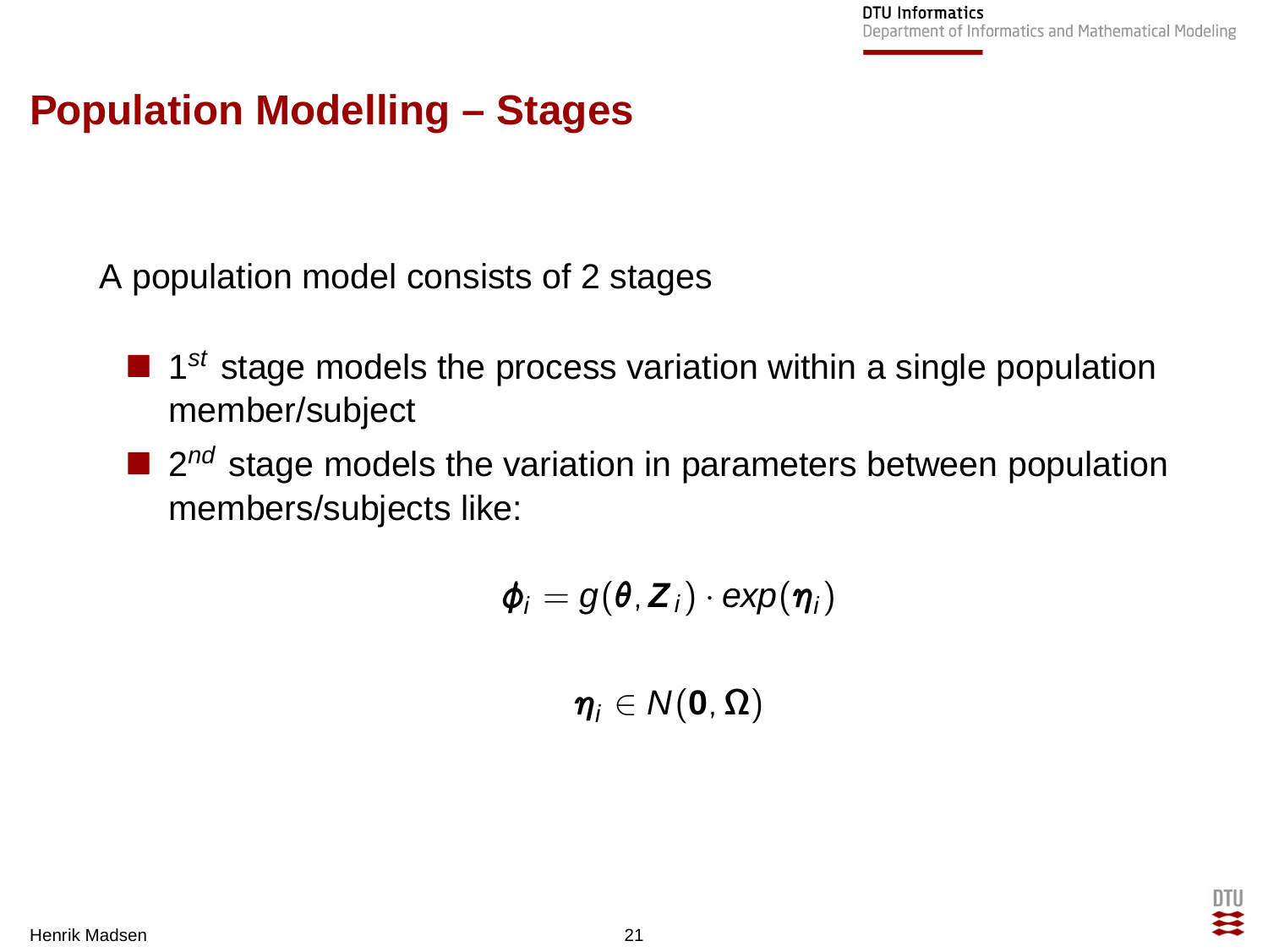# Population Modelling – Stages

A population model consists of 2 stages

- 1*st* stage models the process variation within a single population member/subject
- 2*nd* stage models the variation in parameters between population members/subjects like:

$$\boldsymbol{\phi}_i = g(\boldsymbol{\theta}, \boldsymbol{Z}_i) \cdot exp(\boldsymbol{\eta}_i)$$

$$\boldsymbol{\eta}_i \in N(\mathbf{0}, \boldsymbol{\Omega})$$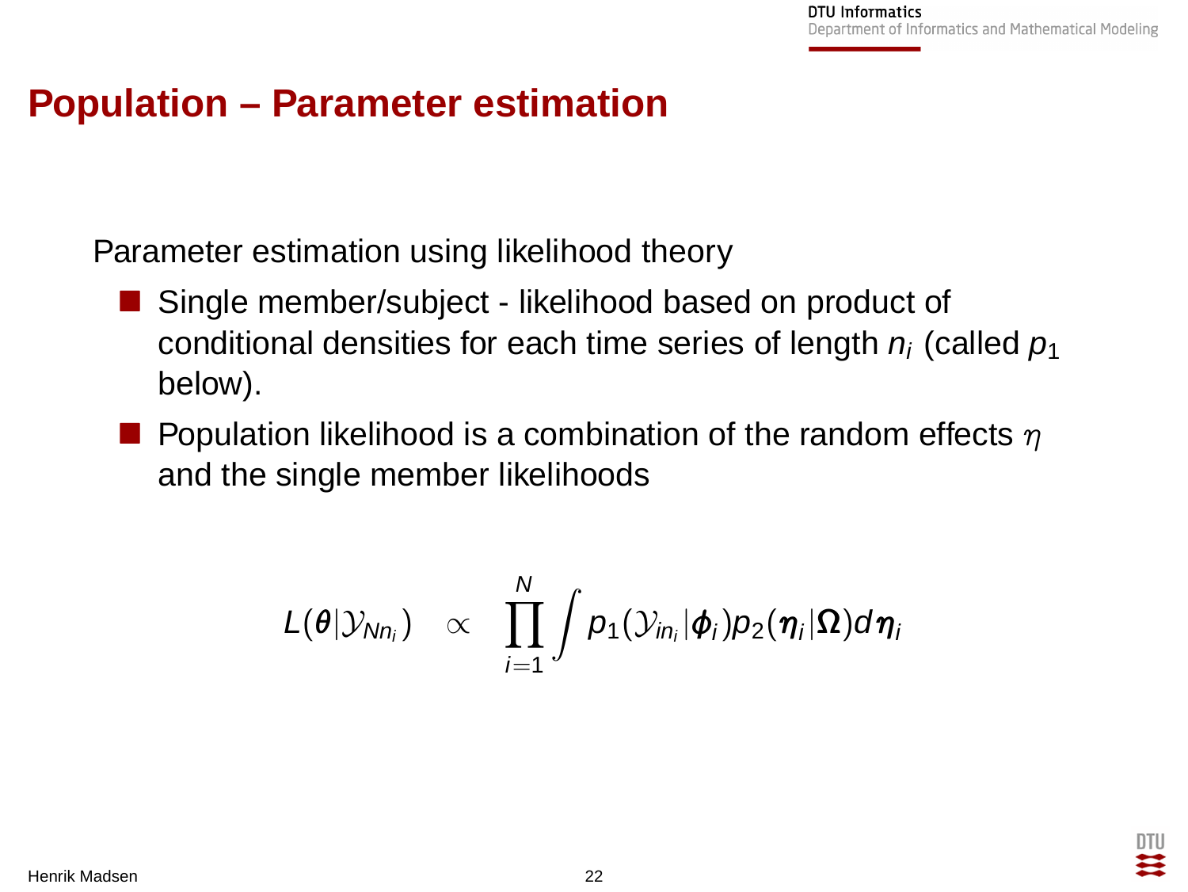# Population – Parameter estimation

Parameter estimation using likelihood theory

- Single member/subject - likelihood based on product of conditional densities for each time series of length $n_i$ (called $p_1$ below).
- Population likelihood is a combination of the random effects $\eta$ and the single member likelihoods

$$L(\boldsymbol{\theta}|\mathcal{Y}_{Nn_i}) \propto \prod_{i=1}^{N} \int p_1(\mathcal{Y}_{in_i}|\boldsymbol{\phi}_i)p_2(\boldsymbol{\eta}_i|\boldsymbol{\Omega})d\boldsymbol{\eta}_i$$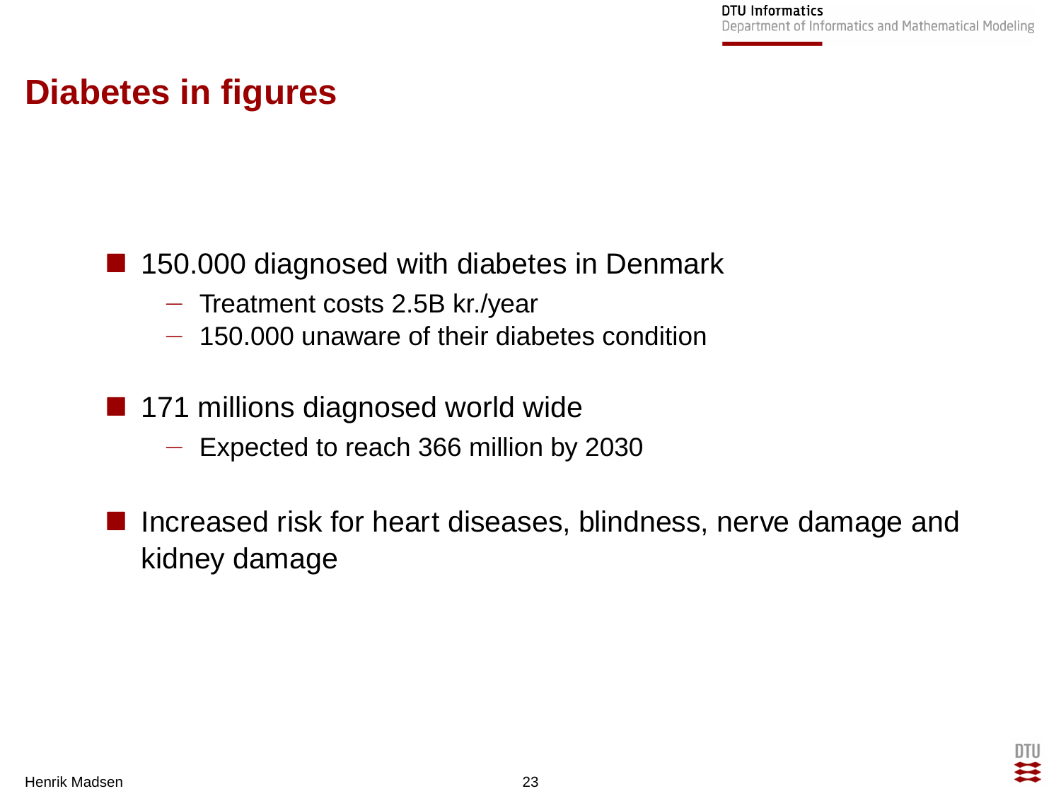# Diabetes in figures

- 150.000 diagnosed with diabetes in Denmark
  - Treatment costs 2.5B kr./year
  - 150.000 unaware of their diabetes condition

- 171 millions diagnosed world wide
  - Expected to reach 366 million by 2030

- Increased risk for heart diseases, blindness, nerve damage and kidney damage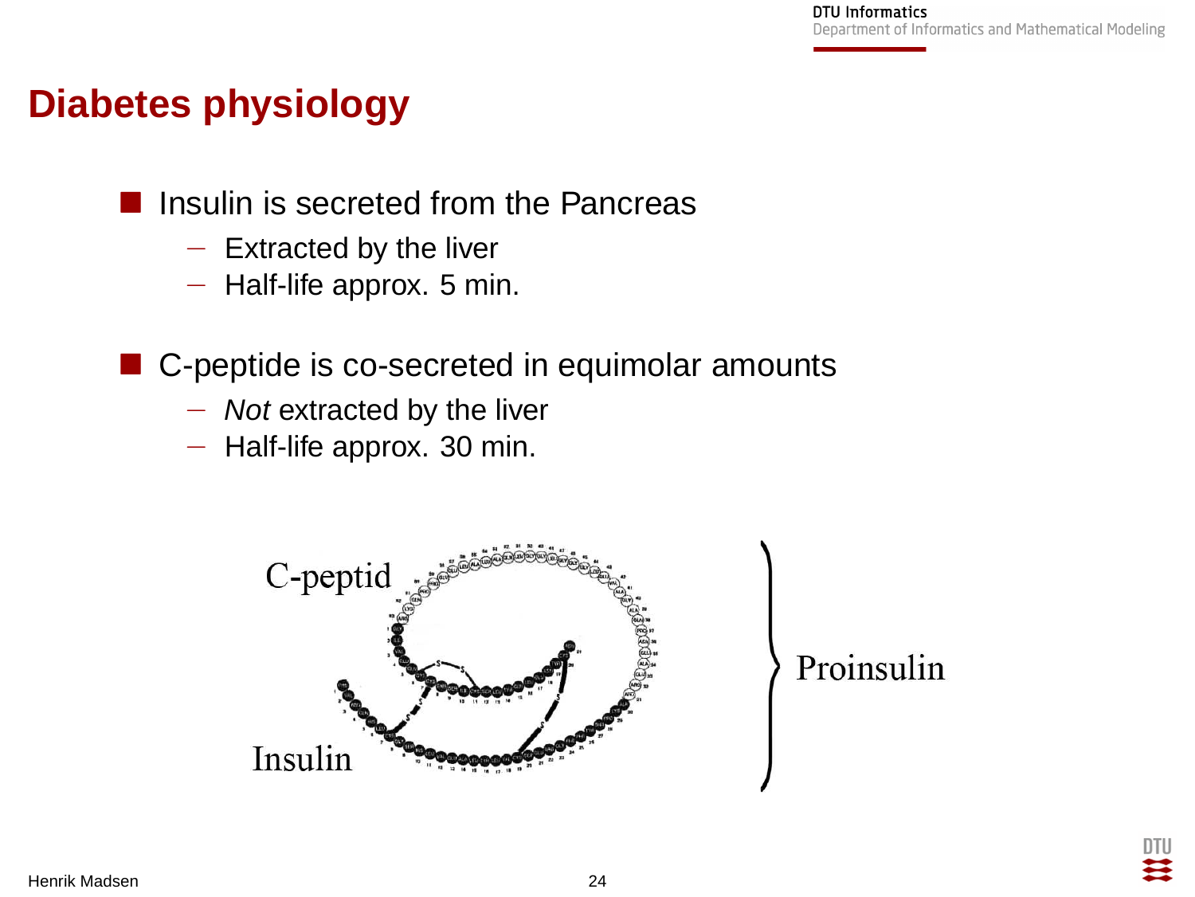# Diabetes physiology

- Insulin is secreted from the Pancreas
  - Extracted by the liver
  - Half-life approx. 5 min.

- C-peptide is co-secreted in equimolar amounts
  - *Not* extracted by the liver
  - Half-life approx. 30 min.

C-peptid

Insulin

Proinsulin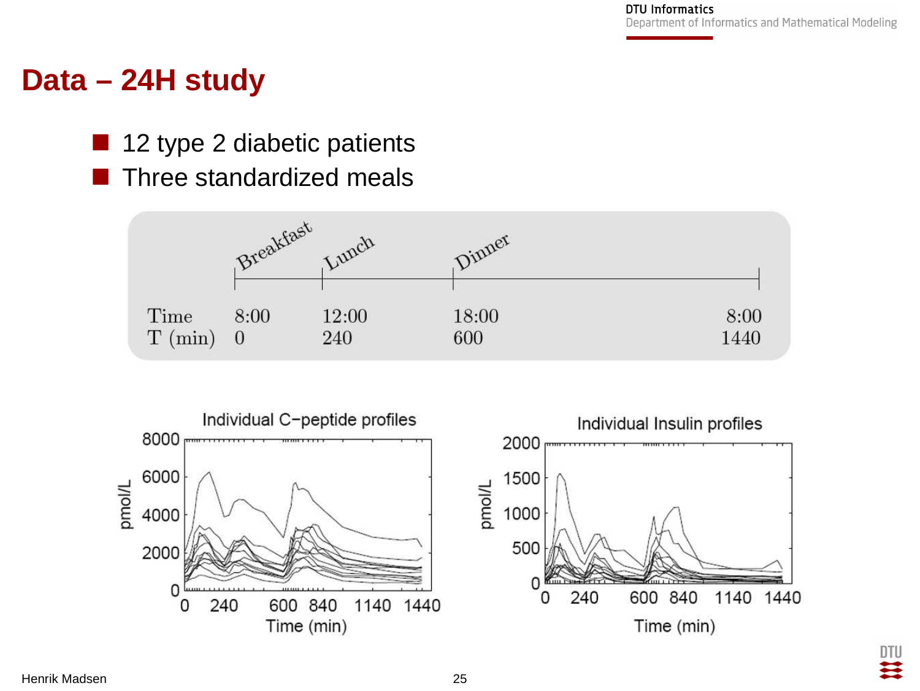# Data – 24H study

- 12 type 2 diabetic patients
- Three standardized meals

| | Breakfast | Lunch | Dinner | |
|---|---|---|---|---|
| Time | 8:00 | 12:00 | 18:00 | 8:00 |
| T (min) | 0 | 240 | 600 | 1440 |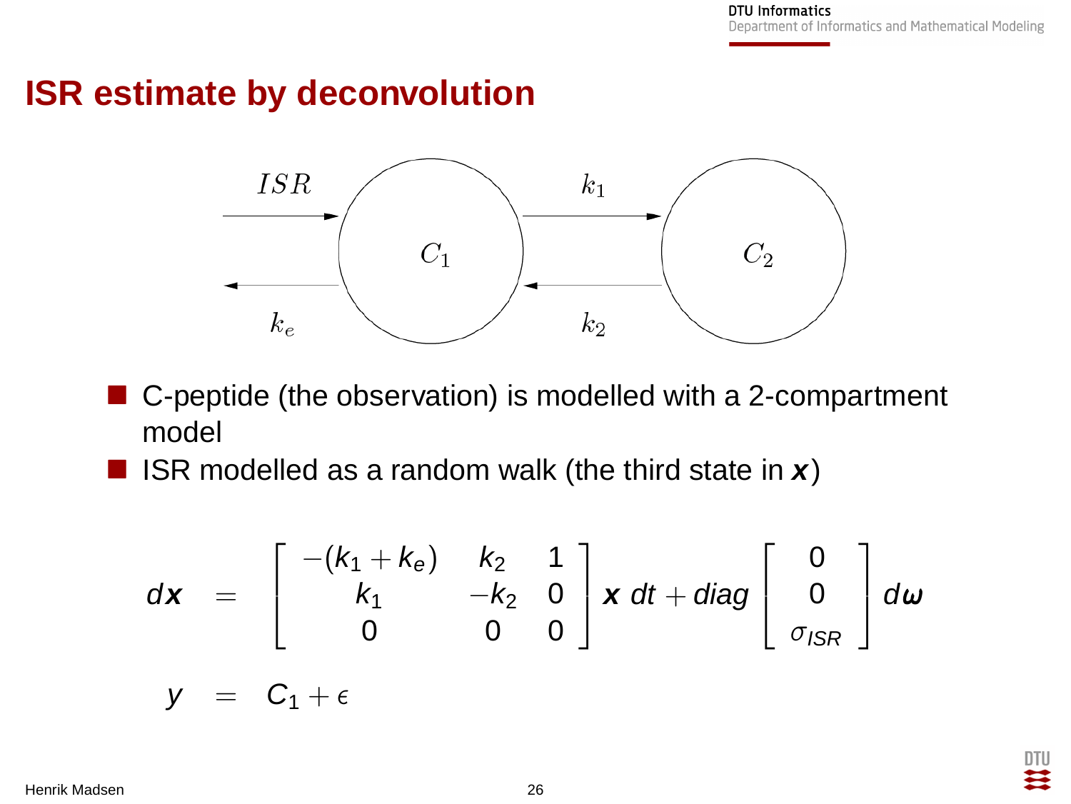# ISR estimate by deconvolution

- C-peptide (the observation) is modelled with a 2-compartment model
- ISR modelled as a random walk (the third state in $\boldsymbol{x}$)

$$
\begin{aligned}
d\boldsymbol{x} &= \begin{bmatrix} -(k_1 + k_e) & k_2 & 1 \\ k_1 & -k_2 & 0 \\ 0 & 0 & 0 \end{bmatrix} \boldsymbol{x}\, dt + diag \begin{bmatrix} 0 \\ 0 \\ \sigma_{ISR} \end{bmatrix} d\boldsymbol{\omega} \\
y &= C_1 + \epsilon
\end{aligned}
$$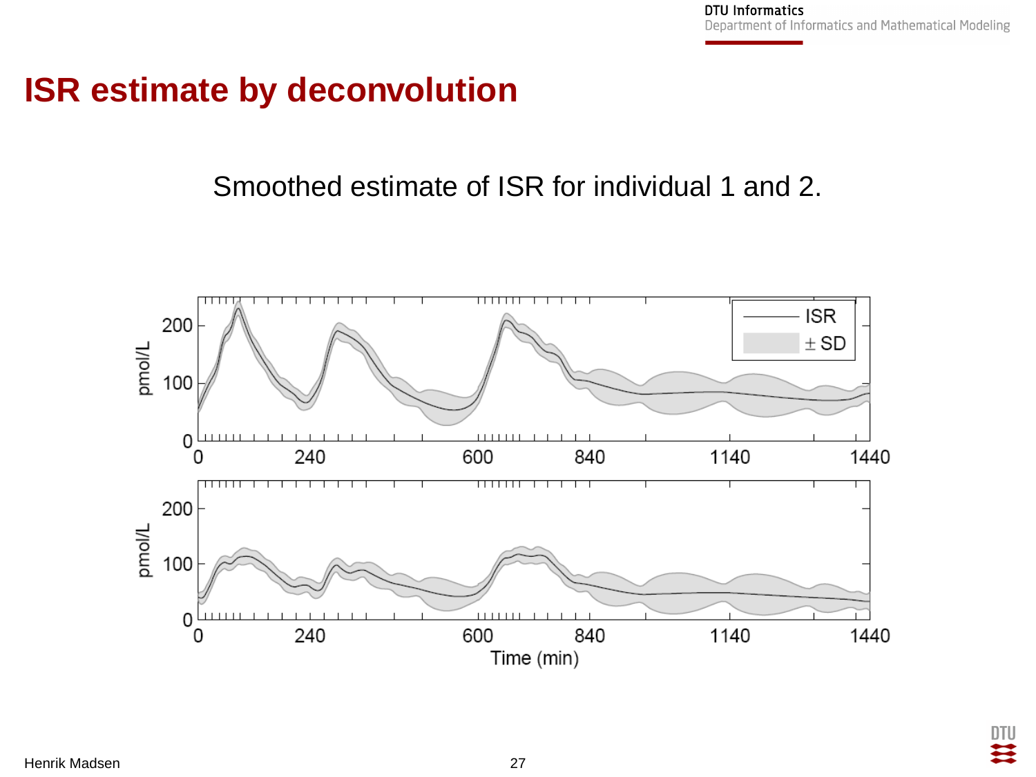# ISR estimate by deconvolution

Smoothed estimate of ISR for individual 1 and 2.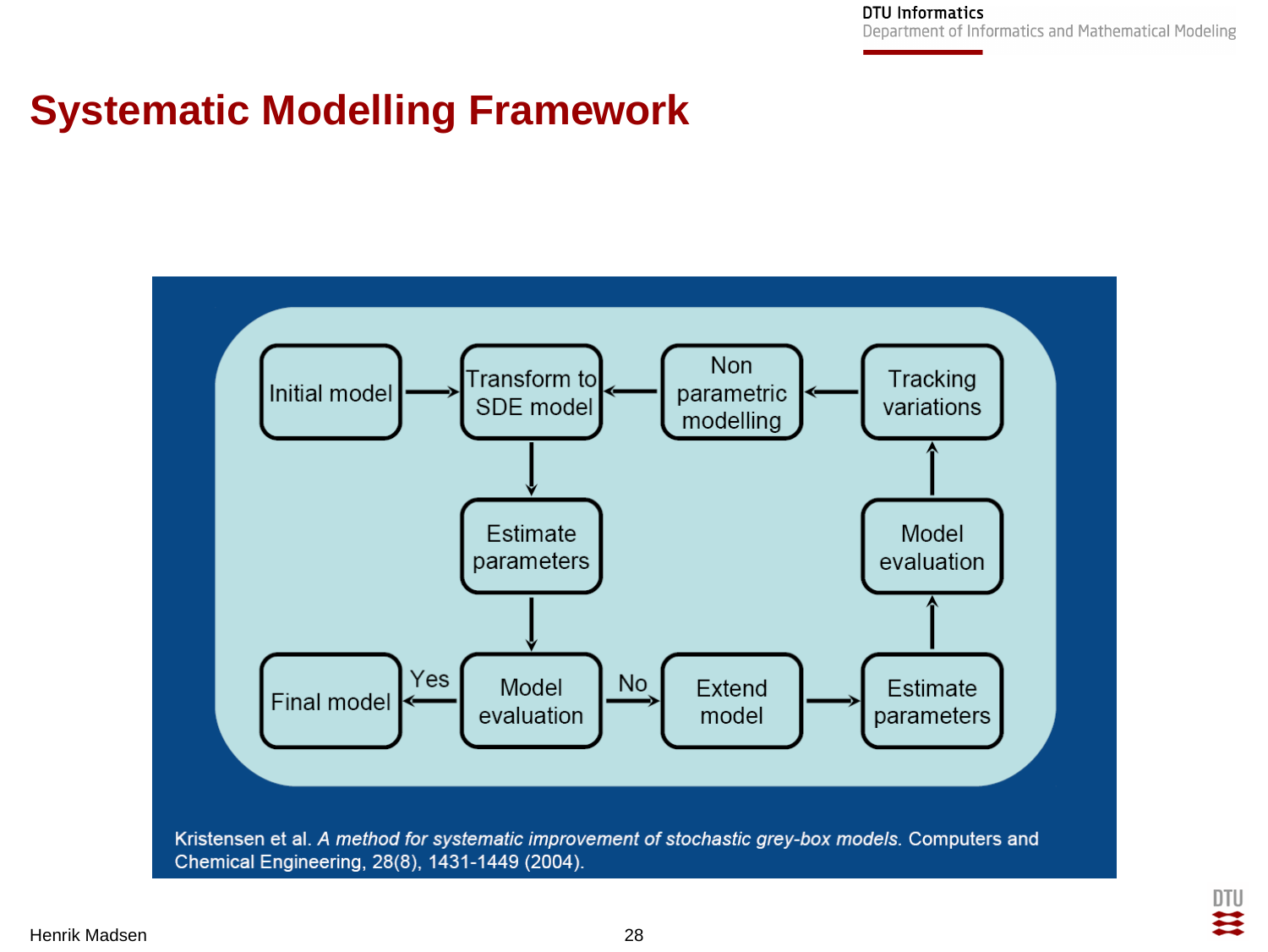# Systematic Modelling Framework

Initial model → Transform to SDE model → Estimate parameters → Model evaluation

Model evaluation → Yes → Final model

Model evaluation → No → Extend model → Estimate parameters → Model evaluation → Tracking variations → Non parametric modelling → Transform to SDE model

Kristensen et al. *A method for systematic improvement of stochastic grey-box models.* Computers and Chemical Engineering, 28(8), 1431-1449 (2004).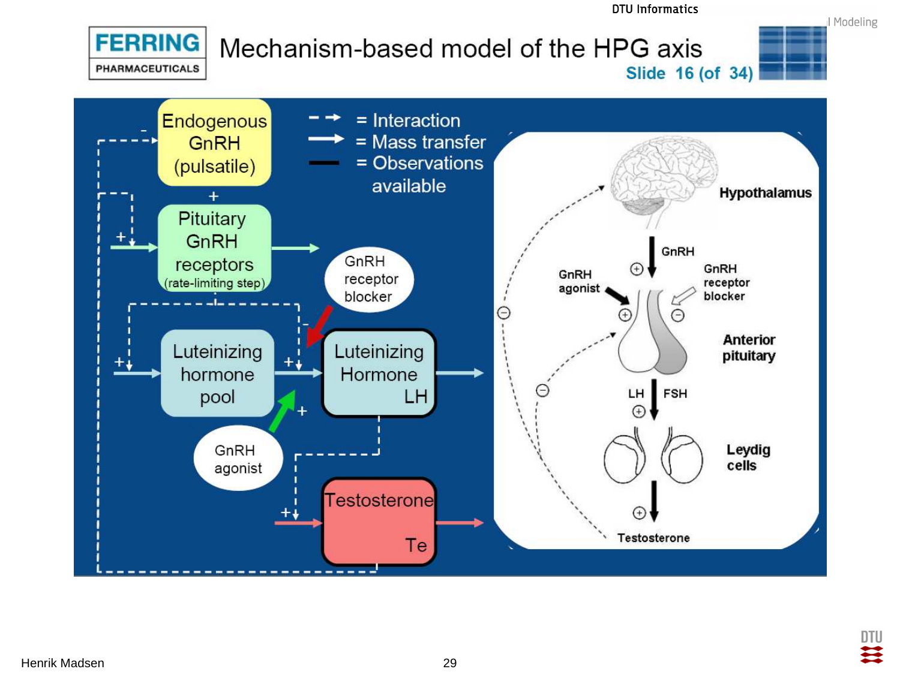# Mechanism-based model of the HPG axis

Slide 16 (of 34)

- - → = Interaction
→ = Mass transfer
— = Observations available

Endogenous GnRH (pulsatile)

Pituitary GnRH receptors (rate-limiting step)

GnRH receptor blocker

Luteinizing hormone pool

Luteinizing Hormone LH

GnRH agonist

Testosterone Te

Hypothalamus

GnRH

GnRH agonist

GnRH receptor blocker

Anterior pituitary

LH FSH

Leydig cells

Testosterone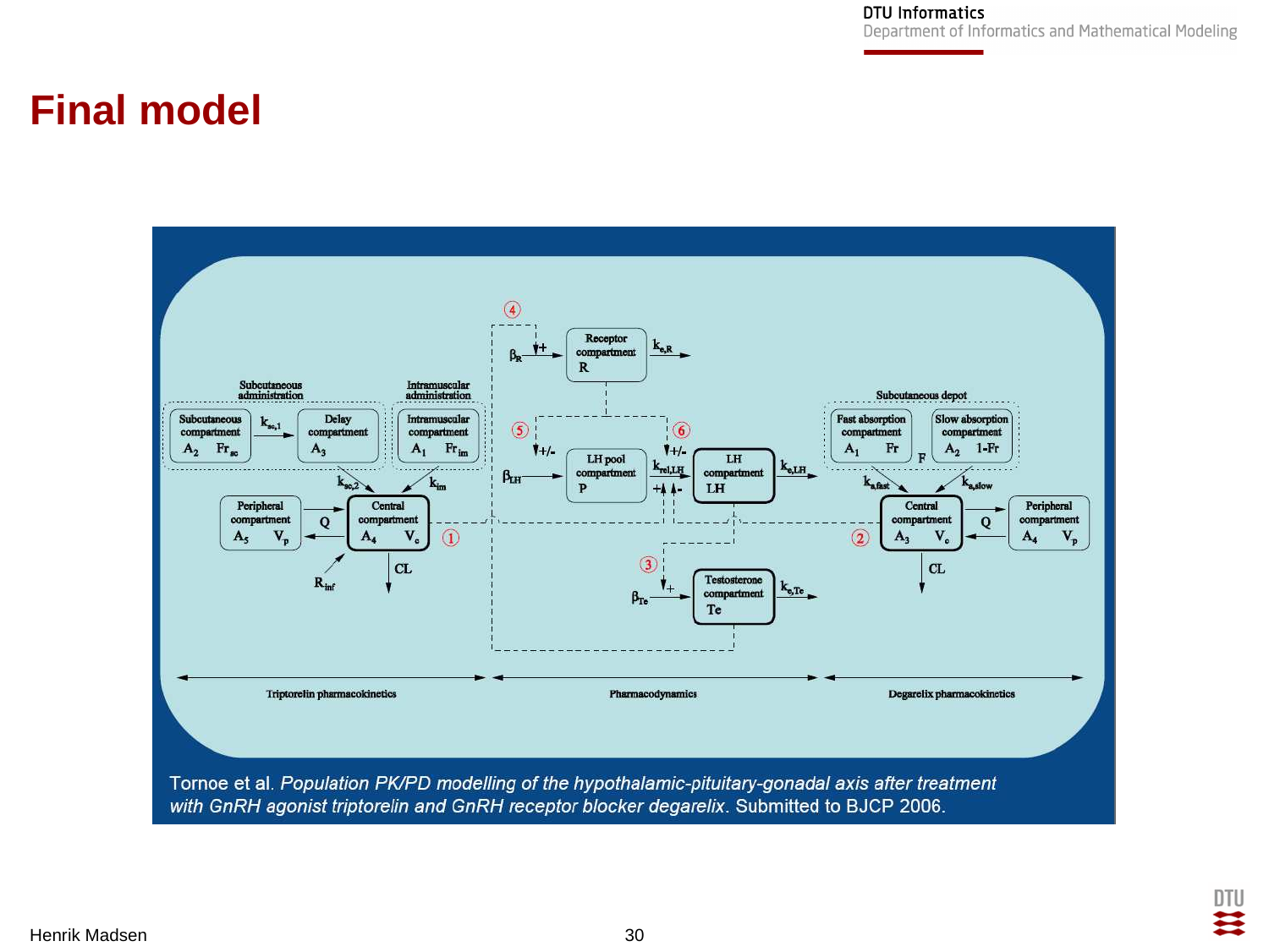# Final model

Subcutaneous administration

Subcutaneous compartment $A_2$ $Fr_{sc}$ — $k_{sc,1}$ → Delay compartment $A_3$

Intramuscular administration

Intramuscular compartment $A_1$ $Fr_{im}$

$k_{sc,2}$, $k_{im}$

Peripheral compartment $A_5$ $V_p$ — Q — Central compartment $A_4$ $V_c$ ①

$R_{inf}$, CL

④ $\beta_R$ + → Receptor compartment R → $k_{e,R}$

⑤ +/- ⑥ +/-

$\beta_{LH}$ → LH pool compartment P → $k_{rel,LH}$ → LH compartment LH → $k_{e,LH}$

+ + -

③ + $\beta_{Te}$ → Testosterone compartment Te → $k_{e,Te}$

Subcutaneous depot

Fast absorption compartment $A_1$ Fr — F — Slow absorption compartment $A_2$ 1-Fr

$k_{a,fast}$, $k_{a,slow}$

② Central compartment $A_3$ $V_c$ — Q — Peripheral compartment $A_4$ $V_p$

CL

Triptorelin pharmacokinetics — Pharmacodynamics — Degarelix pharmacokinetics

Tornoe et al. *Population PK/PD modelling of the hypothalamic-pituitary-gonadal axis after treatment with GnRH agonist triptorelin and GnRH receptor blocker degarelix*. Submitted to BJCP 2006.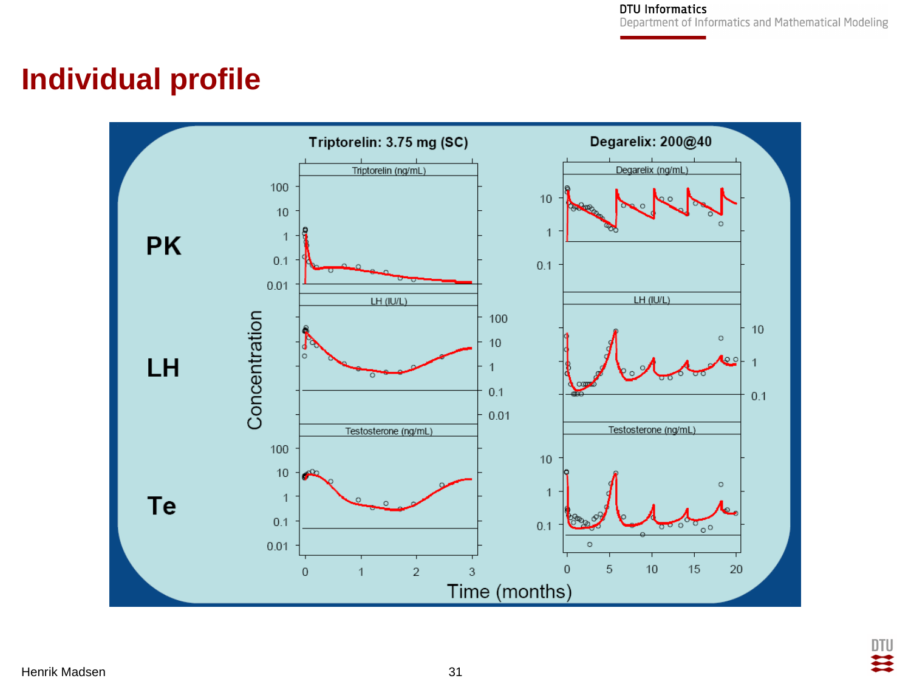# Individual profile

Triptorelin: 3.75 mg (SC)

Degarelix: 200@40

PK

LH

Te

Concentration

Triptorelin (ng/mL)

Degarelix (ng/mL)

LH (IU/L)

Testosterone (ng/mL)

Time (months)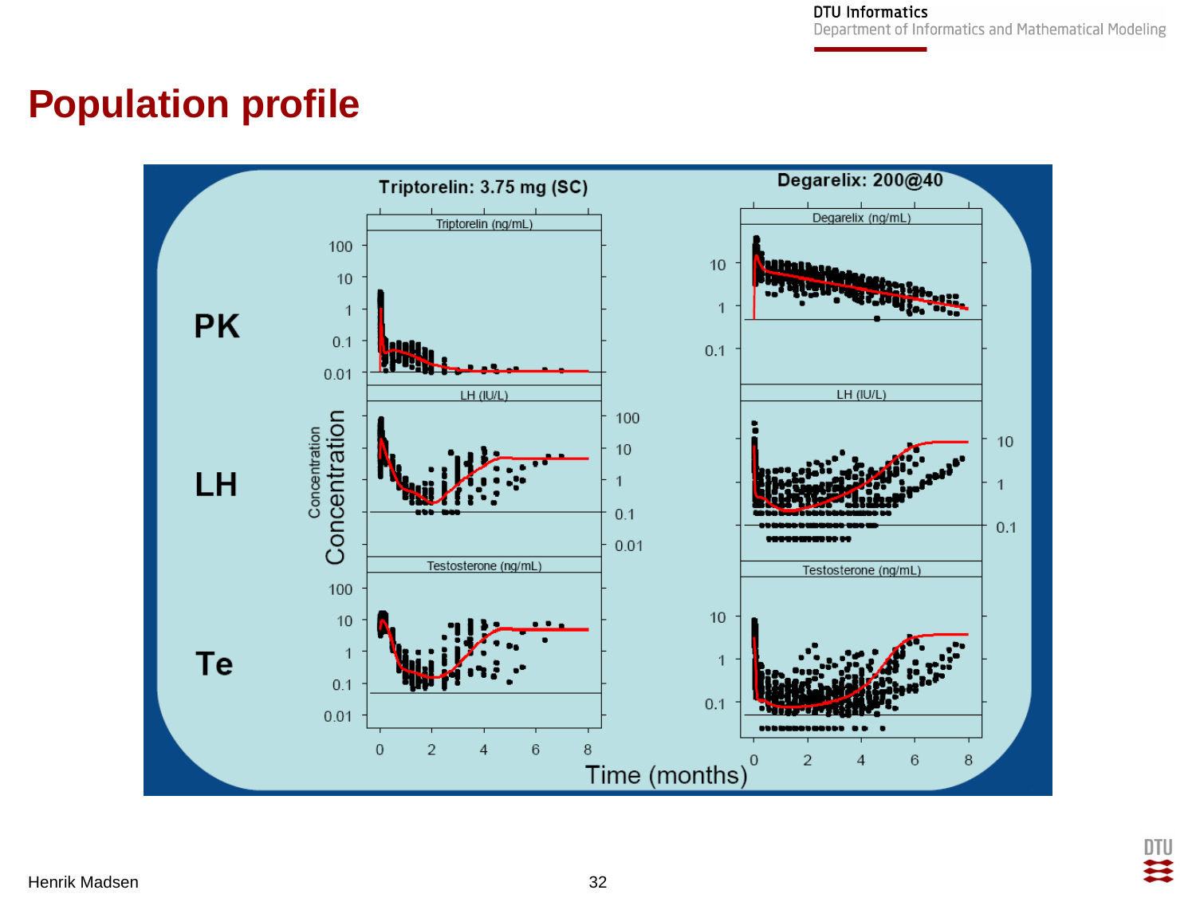# Population profile

Triptorelin: 3.75 mg (SC)

Degarelix: 200@40

PK

LH

Te

Concentration

Time (months)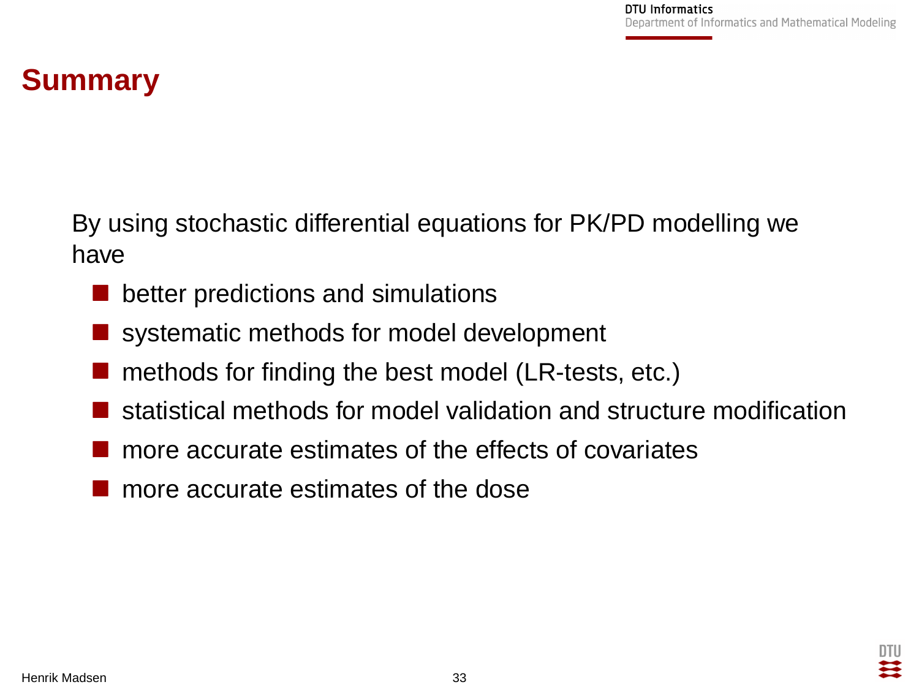# Summary

By using stochastic differential equations for PK/PD modelling we have

- better predictions and simulations
- systematic methods for model development
- methods for finding the best model (LR-tests, etc.)
- statistical methods for model validation and structure modification
- more accurate estimates of the effects of covariates
- more accurate estimates of the dose